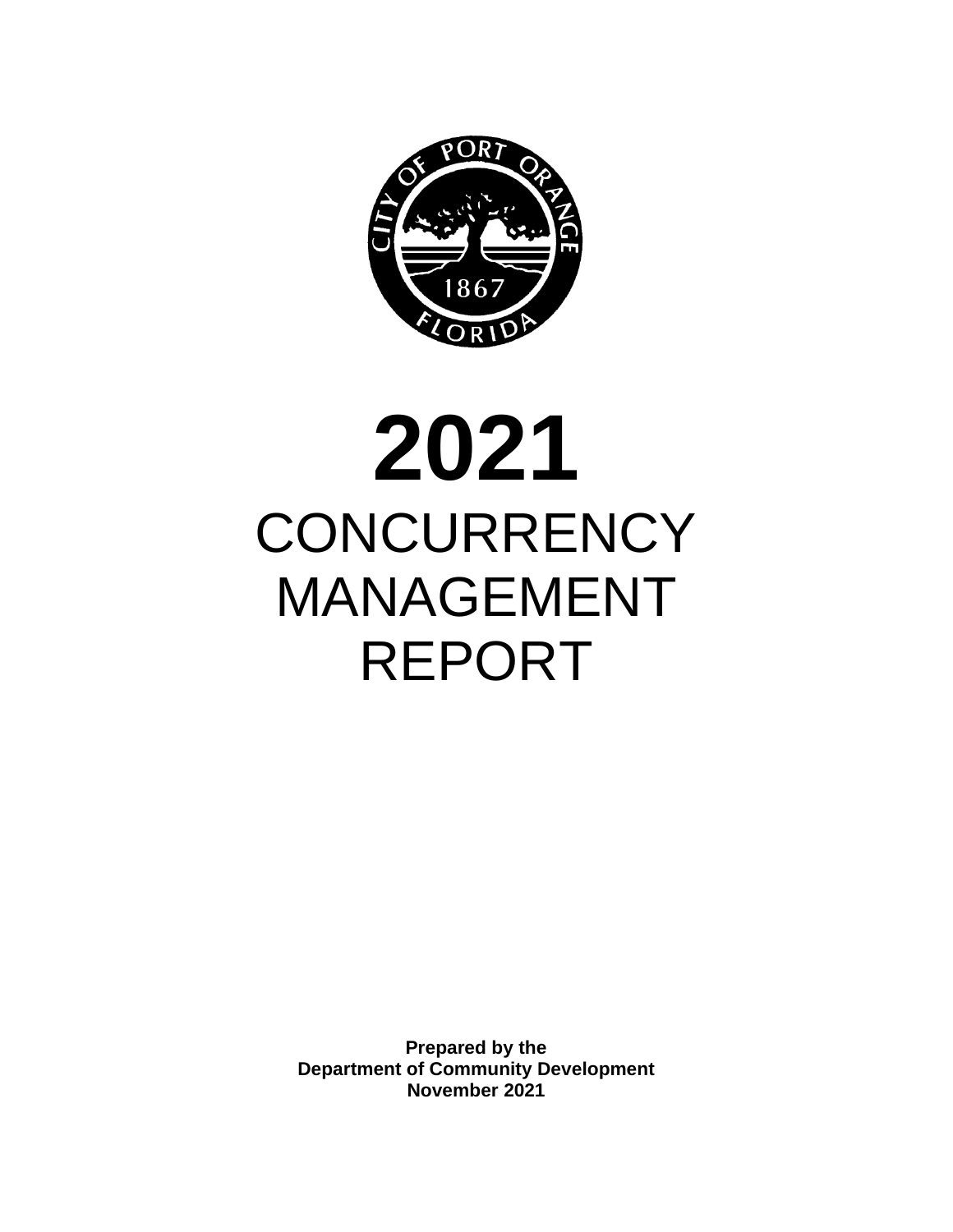# 2021

# CONCURRENCY MANAGEMENT REPORT

**Prepared by the**
**Department of Community Development**
**November 2021**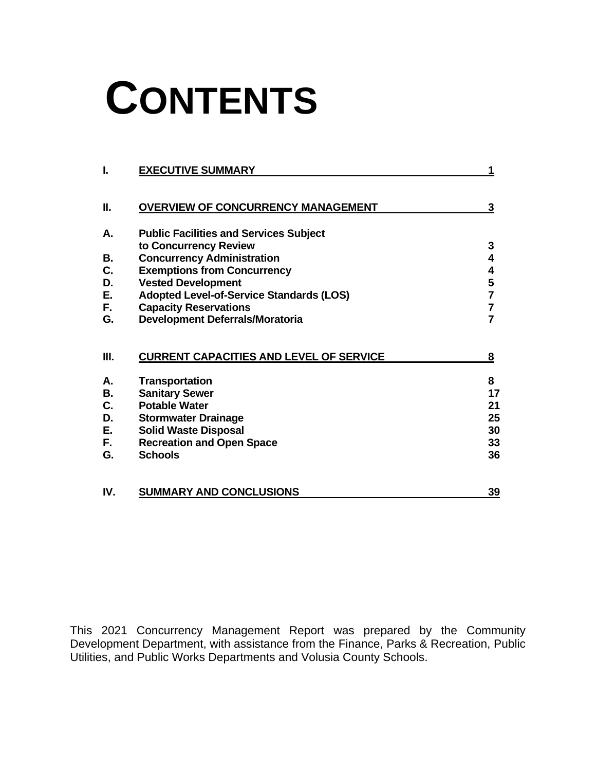# CONTENTS

| | | |
|---|---|---|
| **I.** | **EXECUTIVE SUMMARY** | **1** |
| **II.** | **OVERVIEW OF CONCURRENCY MANAGEMENT** | **3** |
| **A.** | **Public Facilities and Services Subject to Concurrency Review** | **3** |
| **B.** | **Concurrency Administration** | **4** |
| **C.** | **Exemptions from Concurrency** | **4** |
| **D.** | **Vested Development** | **5** |
| **E.** | **Adopted Level-of-Service Standards (LOS)** | **7** |
| **F.** | **Capacity Reservations** | **7** |
| **G.** | **Development Deferrals/Moratoria** | **7** |
| **III.** | **CURRENT CAPACITIES AND LEVEL OF SERVICE** | **8** |
| **A.** | **Transportation** | **8** |
| **B.** | **Sanitary Sewer** | **17** |
| **C.** | **Potable Water** | **21** |
| **D.** | **Stormwater Drainage** | **25** |
| **E.** | **Solid Waste Disposal** | **30** |
| **F.** | **Recreation and Open Space** | **33** |
| **G.** | **Schools** | **36** |
| **IV.** | **SUMMARY AND CONCLUSIONS** | **39** |

This 2021 Concurrency Management Report was prepared by the Community Development Department, with assistance from the Finance, Parks & Recreation, Public Utilities, and Public Works Departments and Volusia County Schools.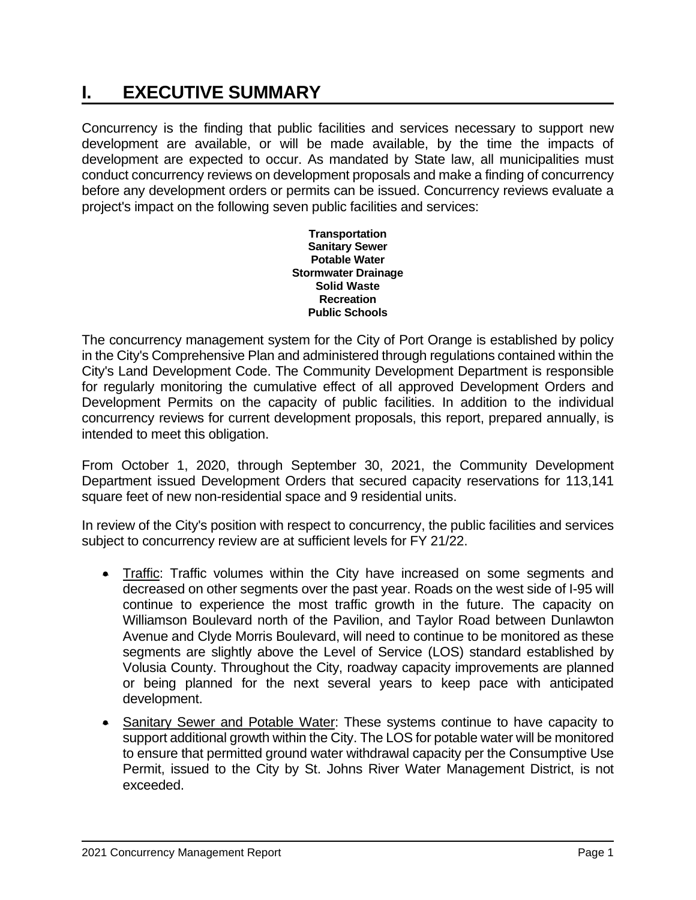# I. EXECUTIVE SUMMARY

Concurrency is the finding that public facilities and services necessary to support new development are available, or will be made available, by the time the impacts of development are expected to occur. As mandated by State law, all municipalities must conduct concurrency reviews on development proposals and make a finding of concurrency before any development orders or permits can be issued. Concurrency reviews evaluate a project's impact on the following seven public facilities and services:

**Transportation**
**Sanitary Sewer**
**Potable Water**
**Stormwater Drainage**
**Solid Waste**
**Recreation**
**Public Schools**

The concurrency management system for the City of Port Orange is established by policy in the City's Comprehensive Plan and administered through regulations contained within the City's Land Development Code. The Community Development Department is responsible for regularly monitoring the cumulative effect of all approved Development Orders and Development Permits on the capacity of public facilities. In addition to the individual concurrency reviews for current development proposals, this report, prepared annually, is intended to meet this obligation.

From October 1, 2020, through September 30, 2021, the Community Development Department issued Development Orders that secured capacity reservations for 113,141 square feet of new non-residential space and 9 residential units.

In review of the City's position with respect to concurrency, the public facilities and services subject to concurrency review are at sufficient levels for FY 21/22.

- Traffic: Traffic volumes within the City have increased on some segments and decreased on other segments over the past year. Roads on the west side of I-95 will continue to experience the most traffic growth in the future. The capacity on Williamson Boulevard north of the Pavilion, and Taylor Road between Dunlawton Avenue and Clyde Morris Boulevard, will need to continue to be monitored as these segments are slightly above the Level of Service (LOS) standard established by Volusia County. Throughout the City, roadway capacity improvements are planned or being planned for the next several years to keep pace with anticipated development.
- Sanitary Sewer and Potable Water: These systems continue to have capacity to support additional growth within the City. The LOS for potable water will be monitored to ensure that permitted ground water withdrawal capacity per the Consumptive Use Permit, issued to the City by St. Johns River Water Management District, is not exceeded.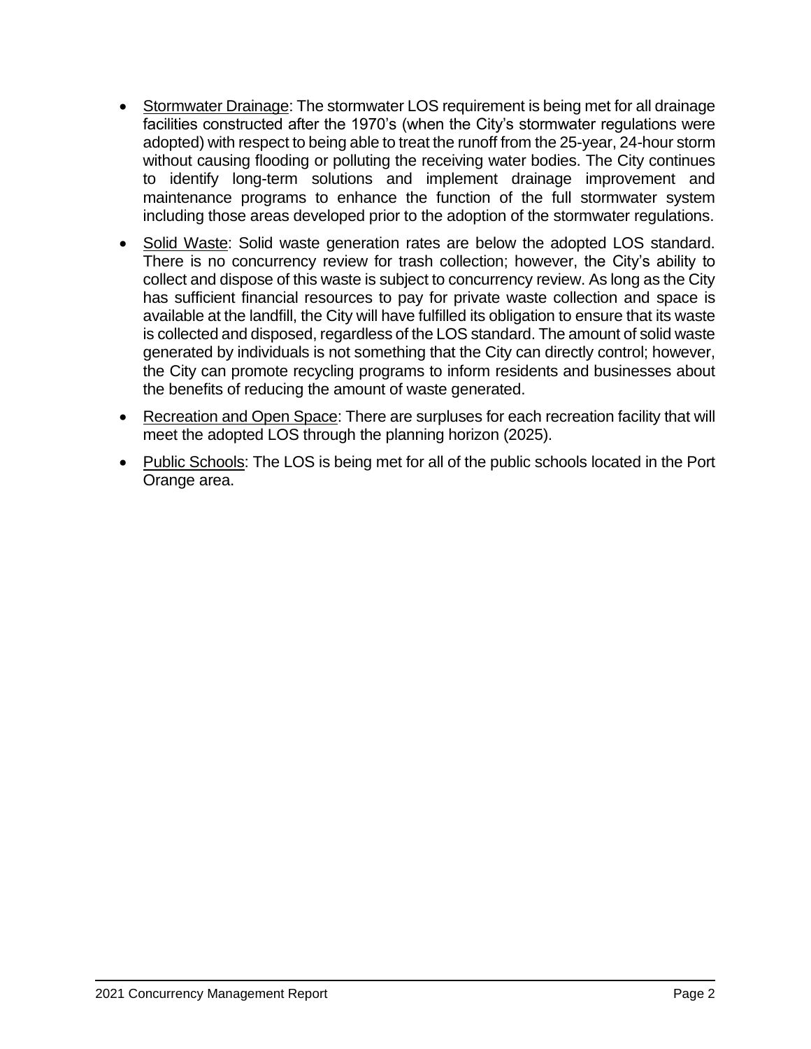- Stormwater Drainage: The stormwater LOS requirement is being met for all drainage facilities constructed after the 1970's (when the City's stormwater regulations were adopted) with respect to being able to treat the runoff from the 25-year, 24-hour storm without causing flooding or polluting the receiving water bodies. The City continues to identify long-term solutions and implement drainage improvement and maintenance programs to enhance the function of the full stormwater system including those areas developed prior to the adoption of the stormwater regulations.
- Solid Waste: Solid waste generation rates are below the adopted LOS standard. There is no concurrency review for trash collection; however, the City's ability to collect and dispose of this waste is subject to concurrency review. As long as the City has sufficient financial resources to pay for private waste collection and space is available at the landfill, the City will have fulfilled its obligation to ensure that its waste is collected and disposed, regardless of the LOS standard. The amount of solid waste generated by individuals is not something that the City can directly control; however, the City can promote recycling programs to inform residents and businesses about the benefits of reducing the amount of waste generated.
- Recreation and Open Space: There are surpluses for each recreation facility that will meet the adopted LOS through the planning horizon (2025).
- Public Schools: The LOS is being met for all of the public schools located in the Port Orange area.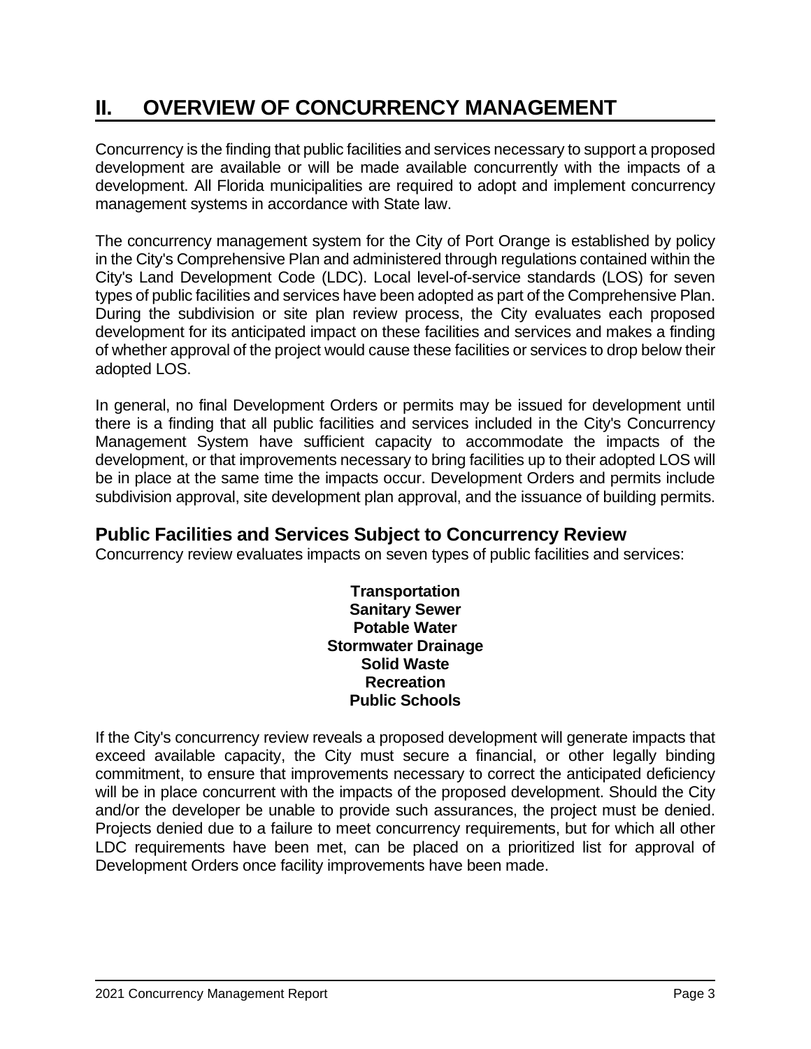# II. OVERVIEW OF CONCURRENCY MANAGEMENT

Concurrency is the finding that public facilities and services necessary to support a proposed development are available or will be made available concurrently with the impacts of a development. All Florida municipalities are required to adopt and implement concurrency management systems in accordance with State law.

The concurrency management system for the City of Port Orange is established by policy in the City's Comprehensive Plan and administered through regulations contained within the City's Land Development Code (LDC). Local level-of-service standards (LOS) for seven types of public facilities and services have been adopted as part of the Comprehensive Plan. During the subdivision or site plan review process, the City evaluates each proposed development for its anticipated impact on these facilities and services and makes a finding of whether approval of the project would cause these facilities or services to drop below their adopted LOS.

In general, no final Development Orders or permits may be issued for development until there is a finding that all public facilities and services included in the City's Concurrency Management System have sufficient capacity to accommodate the impacts of the development, or that improvements necessary to bring facilities up to their adopted LOS will be in place at the same time the impacts occur. Development Orders and permits include subdivision approval, site development plan approval, and the issuance of building permits.

## Public Facilities and Services Subject to Concurrency Review

Concurrency review evaluates impacts on seven types of public facilities and services:

**Transportation**
**Sanitary Sewer**
**Potable Water**
**Stormwater Drainage**
**Solid Waste**
**Recreation**
**Public Schools**

If the City's concurrency review reveals a proposed development will generate impacts that exceed available capacity, the City must secure a financial, or other legally binding commitment, to ensure that improvements necessary to correct the anticipated deficiency will be in place concurrent with the impacts of the proposed development. Should the City and/or the developer be unable to provide such assurances, the project must be denied. Projects denied due to a failure to meet concurrency requirements, but for which all other LDC requirements have been met, can be placed on a prioritized list for approval of Development Orders once facility improvements have been made.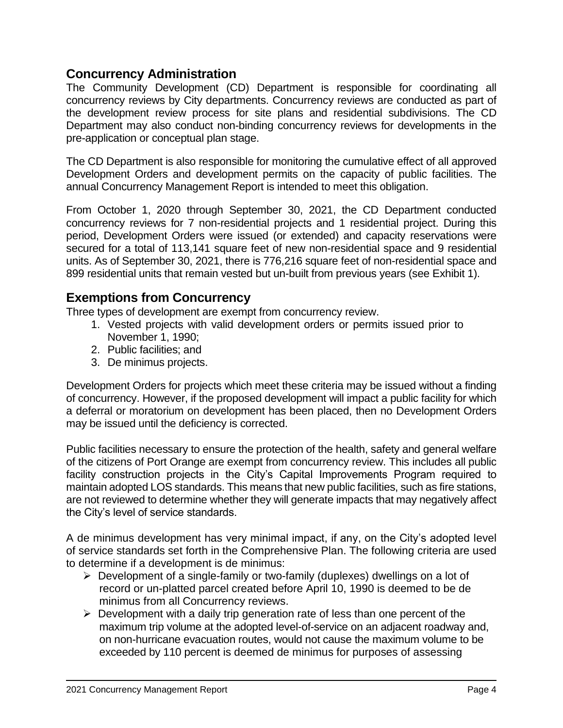## Concurrency Administration

The Community Development (CD) Department is responsible for coordinating all concurrency reviews by City departments. Concurrency reviews are conducted as part of the development review process for site plans and residential subdivisions. The CD Department may also conduct non-binding concurrency reviews for developments in the pre-application or conceptual plan stage.

The CD Department is also responsible for monitoring the cumulative effect of all approved Development Orders and development permits on the capacity of public facilities. The annual Concurrency Management Report is intended to meet this obligation.

From October 1, 2020 through September 30, 2021, the CD Department conducted concurrency reviews for 7 non-residential projects and 1 residential project. During this period, Development Orders were issued (or extended) and capacity reservations were secured for a total of 113,141 square feet of new non-residential space and 9 residential units. As of September 30, 2021, there is 776,216 square feet of non-residential space and 899 residential units that remain vested but un-built from previous years (see Exhibit 1).

## Exemptions from Concurrency

Three types of development are exempt from concurrency review.

1. Vested projects with valid development orders or permits issued prior to November 1, 1990;
2. Public facilities; and
3. De minimus projects.

Development Orders for projects which meet these criteria may be issued without a finding of concurrency. However, if the proposed development will impact a public facility for which a deferral or moratorium on development has been placed, then no Development Orders may be issued until the deficiency is corrected.

Public facilities necessary to ensure the protection of the health, safety and general welfare of the citizens of Port Orange are exempt from concurrency review. This includes all public facility construction projects in the City's Capital Improvements Program required to maintain adopted LOS standards. This means that new public facilities, such as fire stations, are not reviewed to determine whether they will generate impacts that may negatively affect the City's level of service standards.

A de minimus development has very minimal impact, if any, on the City's adopted level of service standards set forth in the Comprehensive Plan. The following criteria are used to determine if a development is de minimus:

- Development of a single-family or two-family (duplexes) dwellings on a lot of record or un-platted parcel created before April 10, 1990 is deemed to be de minimus from all Concurrency reviews.
- Development with a daily trip generation rate of less than one percent of the maximum trip volume at the adopted level-of-service on an adjacent roadway and, on non-hurricane evacuation routes, would not cause the maximum volume to be exceeded by 110 percent is deemed de minimus for purposes of assessing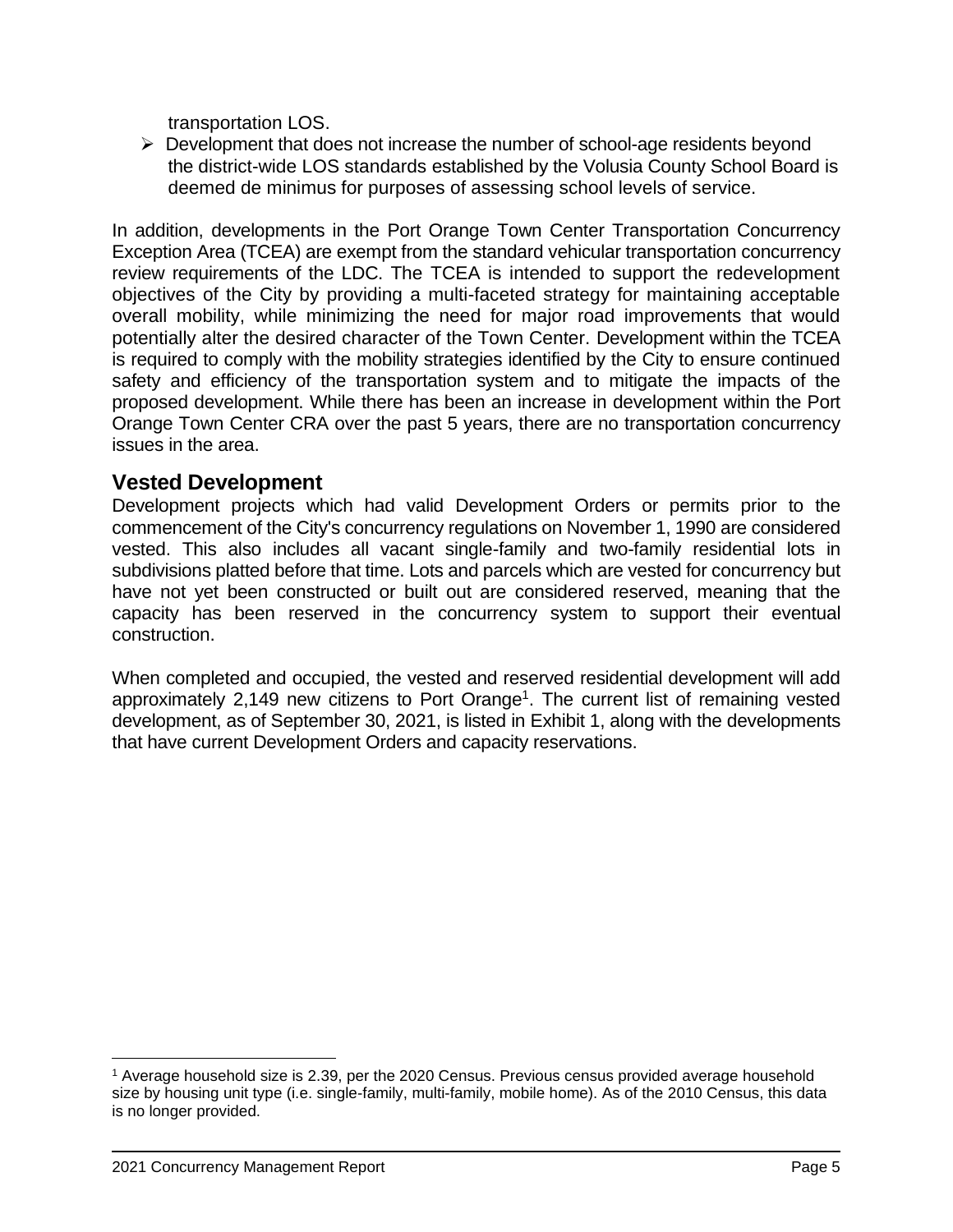transportation LOS.

- Development that does not increase the number of school-age residents beyond the district-wide LOS standards established by the Volusia County School Board is deemed de minimus for purposes of assessing school levels of service.

In addition, developments in the Port Orange Town Center Transportation Concurrency Exception Area (TCEA) are exempt from the standard vehicular transportation concurrency review requirements of the LDC. The TCEA is intended to support the redevelopment objectives of the City by providing a multi-faceted strategy for maintaining acceptable overall mobility, while minimizing the need for major road improvements that would potentially alter the desired character of the Town Center. Development within the TCEA is required to comply with the mobility strategies identified by the City to ensure continued safety and efficiency of the transportation system and to mitigate the impacts of the proposed development. While there has been an increase in development within the Port Orange Town Center CRA over the past 5 years, there are no transportation concurrency issues in the area.

## Vested Development

Development projects which had valid Development Orders or permits prior to the commencement of the City's concurrency regulations on November 1, 1990 are considered vested. This also includes all vacant single-family and two-family residential lots in subdivisions platted before that time. Lots and parcels which are vested for concurrency but have not yet been constructed or built out are considered reserved, meaning that the capacity has been reserved in the concurrency system to support their eventual construction.

When completed and occupied, the vested and reserved residential development will add approximately 2,149 new citizens to Port Orange[1]. The current list of remaining vested development, as of September 30, 2021, is listed in Exhibit 1, along with the developments that have current Development Orders and capacity reservations.

[1] Average household size is 2.39, per the 2020 Census. Previous census provided average household size by housing unit type (i.e. single-family, multi-family, mobile home). As of the 2010 Census, this data is no longer provided.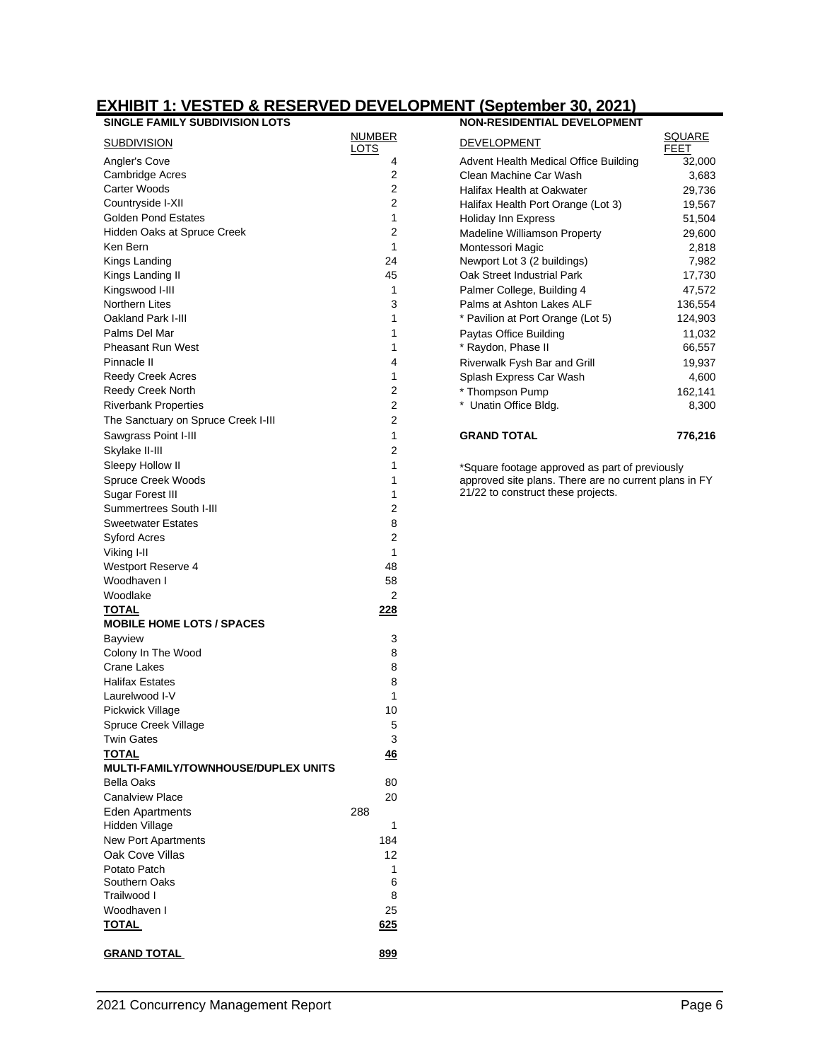# EXHIBIT 1: VESTED & RESERVED DEVELOPMENT (September 30, 2021)

## SINGLE FAMILY SUBDIVISION LOTS

| SUBDIVISION | NUMBER LOTS |
|---|---|
| Angler's Cove | 4 |
| Cambridge Acres | 2 |
| Carter Woods | 2 |
| Countryside I-XII | 2 |
| Golden Pond Estates | 1 |
| Hidden Oaks at Spruce Creek | 2 |
| Ken Bern | 1 |
| Kings Landing | 24 |
| Kings Landing II | 45 |
| Kingswood I-III | 1 |
| Northern Lites | 3 |
| Oakland Park I-III | 1 |
| Palms Del Mar | 1 |
| Pheasant Run West | 1 |
| Pinnacle II | 4 |
| Reedy Creek Acres | 1 |
| Reedy Creek North | 2 |
| Riverbank Properties | 2 |
| The Sanctuary on Spruce Creek I-III | 2 |
| Sawgrass Point I-III | 1 |
| Skylake II-III | 2 |
| Sleepy Hollow II | 1 |
| Spruce Creek Woods | 1 |
| Sugar Forest III | 1 |
| Summertrees South I-III | 2 |
| Sweetwater Estates | 8 |
| Syford Acres | 2 |
| Viking I-II | 1 |
| Westport Reserve 4 | 48 |
| Woodhaven I | 58 |
| Woodlake | 2 |
| **TOTAL** | **228** |

## MOBILE HOME LOTS / SPACES

| | |
|---|---|
| Bayview | 3 |
| Colony In The Wood | 8 |
| Crane Lakes | 8 |
| Halifax Estates | 8 |
| Laurelwood I-V | 1 |
| Pickwick Village | 10 |
| Spruce Creek Village | 5 |
| Twin Gates | 3 |
| **TOTAL** | **46** |

## MULTI-FAMILY/TOWNHOUSE/DUPLEX UNITS

| | |
|---|---|
| Bella Oaks | 80 |
| Canalview Place | 20 |
| Eden Apartments | 288 |
| Hidden Village | 1 |
| New Port Apartments | 184 |
| Oak Cove Villas | 12 |
| Potato Patch | 1 |
| Southern Oaks | 6 |
| Trailwood I | 8 |
| Woodhaven I | 25 |
| **TOTAL** | **625** |
| **GRAND TOTAL** | **899** |

## NON-RESIDENTIAL DEVELOPMENT

| DEVELOPMENT | SQUARE FEET |
|---|---|
| Advent Health Medical Office Building | 32,000 |
| Clean Machine Car Wash | 3,683 |
| Halifax Health at Oakwater | 29,736 |
| Halifax Health Port Orange (Lot 3) | 19,567 |
| Holiday Inn Express | 51,504 |
| Madeline Williamson Property | 29,600 |
| Montessori Magic | 2,818 |
| Newport Lot 3 (2 buildings) | 7,982 |
| Oak Street Industrial Park | 17,730 |
| Palmer College, Building 4 | 47,572 |
| Palms at Ashton Lakes ALF | 136,554 |
| * Pavilion at Port Orange (Lot 5) | 124,903 |
| Paytas Office Building | 11,032 |
| * Raydon, Phase II | 66,557 |
| Riverwalk Fysh Bar and Grill | 19,937 |
| Splash Express Car Wash | 4,600 |
| * Thompson Pump | 162,141 |
| * Unatin Office Bldg. | 8,300 |
| **GRAND TOTAL** | **776,216** |

*Square footage approved as part of previously approved site plans. There are no current plans in FY 21/22 to construct these projects.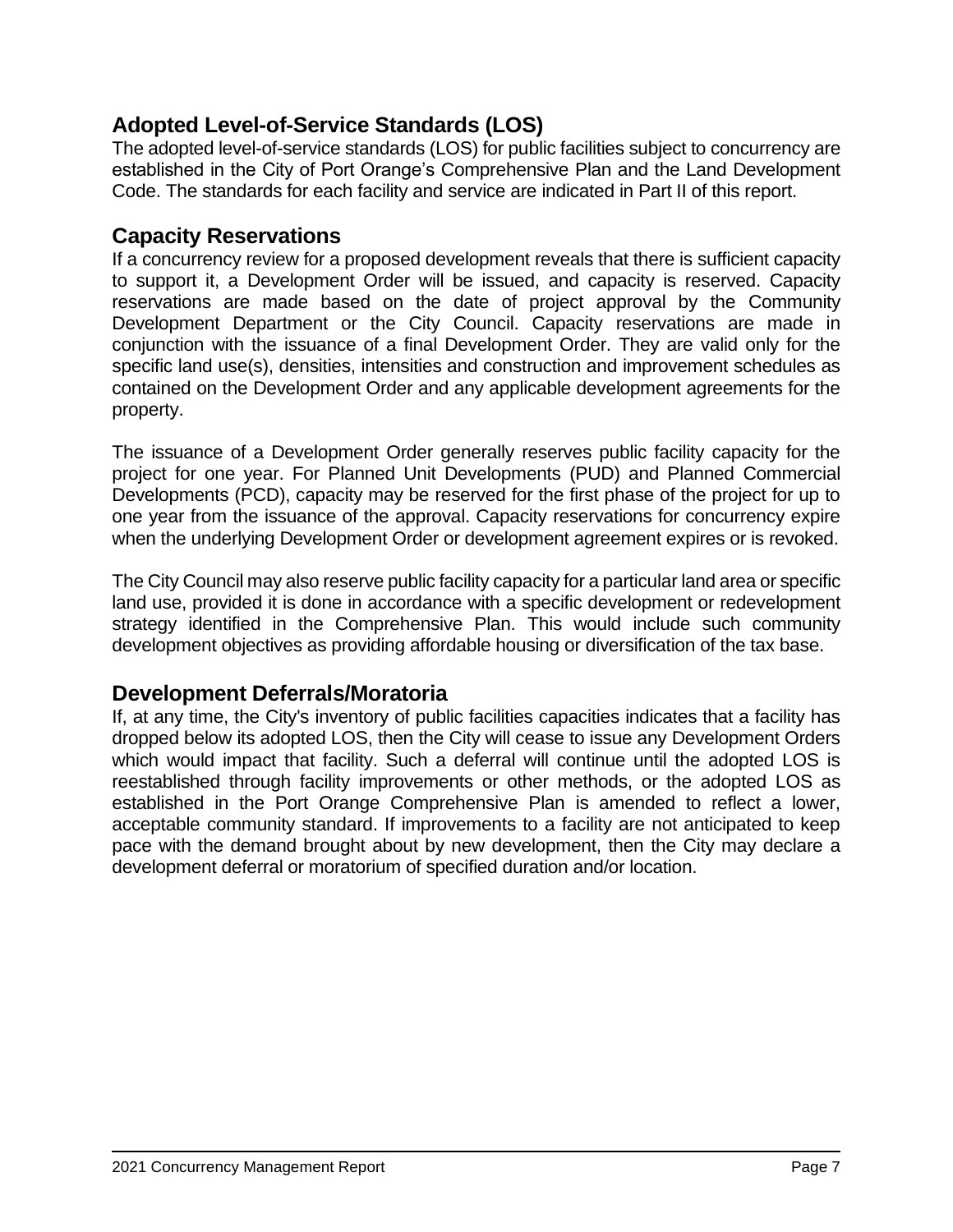## Adopted Level-of-Service Standards (LOS)

The adopted level-of-service standards (LOS) for public facilities subject to concurrency are established in the City of Port Orange's Comprehensive Plan and the Land Development Code. The standards for each facility and service are indicated in Part II of this report.

## Capacity Reservations

If a concurrency review for a proposed development reveals that there is sufficient capacity to support it, a Development Order will be issued, and capacity is reserved. Capacity reservations are made based on the date of project approval by the Community Development Department or the City Council. Capacity reservations are made in conjunction with the issuance of a final Development Order. They are valid only for the specific land use(s), densities, intensities and construction and improvement schedules as contained on the Development Order and any applicable development agreements for the property.

The issuance of a Development Order generally reserves public facility capacity for the project for one year. For Planned Unit Developments (PUD) and Planned Commercial Developments (PCD), capacity may be reserved for the first phase of the project for up to one year from the issuance of the approval. Capacity reservations for concurrency expire when the underlying Development Order or development agreement expires or is revoked.

The City Council may also reserve public facility capacity for a particular land area or specific land use, provided it is done in accordance with a specific development or redevelopment strategy identified in the Comprehensive Plan. This would include such community development objectives as providing affordable housing or diversification of the tax base.

## Development Deferrals/Moratoria

If, at any time, the City's inventory of public facilities capacities indicates that a facility has dropped below its adopted LOS, then the City will cease to issue any Development Orders which would impact that facility. Such a deferral will continue until the adopted LOS is reestablished through facility improvements or other methods, or the adopted LOS as established in the Port Orange Comprehensive Plan is amended to reflect a lower, acceptable community standard. If improvements to a facility are not anticipated to keep pace with the demand brought about by new development, then the City may declare a development deferral or moratorium of specified duration and/or location.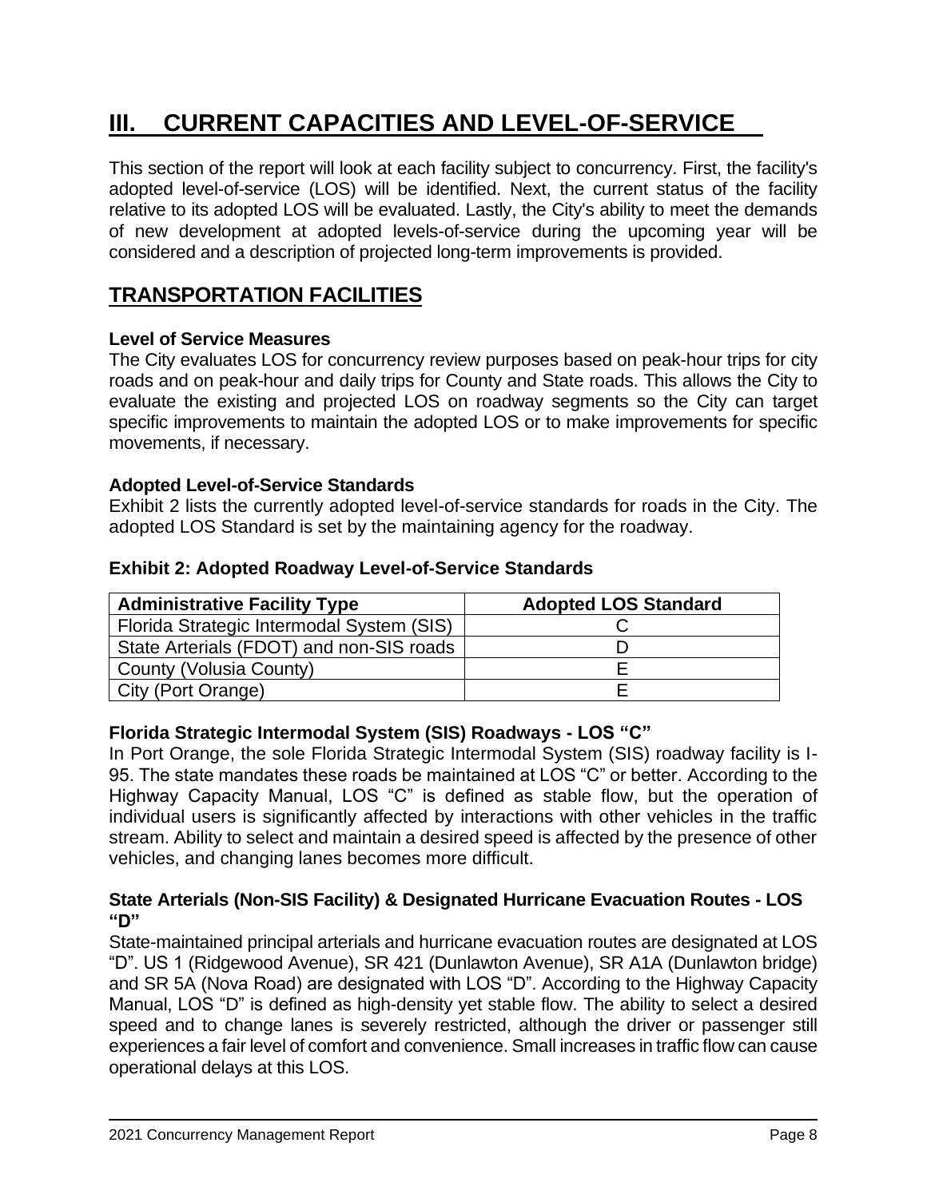# III. CURRENT CAPACITIES AND LEVEL-OF-SERVICE

This section of the report will look at each facility subject to concurrency. First, the facility's adopted level-of-service (LOS) will be identified. Next, the current status of the facility relative to its adopted LOS will be evaluated. Lastly, the City's ability to meet the demands of new development at adopted levels-of-service during the upcoming year will be considered and a description of projected long-term improvements is provided.

## TRANSPORTATION FACILITIES

**Level of Service Measures**

The City evaluates LOS for concurrency review purposes based on peak-hour trips for city roads and on peak-hour and daily trips for County and State roads. This allows the City to evaluate the existing and projected LOS on roadway segments so the City can target specific improvements to maintain the adopted LOS or to make improvements for specific movements, if necessary.

**Adopted Level-of-Service Standards**

Exhibit 2 lists the currently adopted level-of-service standards for roads in the City. The adopted LOS Standard is set by the maintaining agency for the roadway.

**Exhibit 2: Adopted Roadway Level-of-Service Standards**

| Administrative Facility Type | Adopted LOS Standard |
|---|---|
| Florida Strategic Intermodal System (SIS) | C |
| State Arterials (FDOT) and non-SIS roads | D |
| County (Volusia County) | E |
| City (Port Orange) | E |

**Florida Strategic Intermodal System (SIS) Roadways - LOS "C"**

In Port Orange, the sole Florida Strategic Intermodal System (SIS) roadway facility is I-95. The state mandates these roads be maintained at LOS "C" or better. According to the Highway Capacity Manual, LOS "C" is defined as stable flow, but the operation of individual users is significantly affected by interactions with other vehicles in the traffic stream. Ability to select and maintain a desired speed is affected by the presence of other vehicles, and changing lanes becomes more difficult.

**State Arterials (Non-SIS Facility) & Designated Hurricane Evacuation Routes - LOS "D"**

State-maintained principal arterials and hurricane evacuation routes are designated at LOS "D". US 1 (Ridgewood Avenue), SR 421 (Dunlawton Avenue), SR A1A (Dunlawton bridge) and SR 5A (Nova Road) are designated with LOS "D". According to the Highway Capacity Manual, LOS "D" is defined as high-density yet stable flow. The ability to select a desired speed and to change lanes is severely restricted, although the driver or passenger still experiences a fair level of comfort and convenience. Small increases in traffic flow can cause operational delays at this LOS.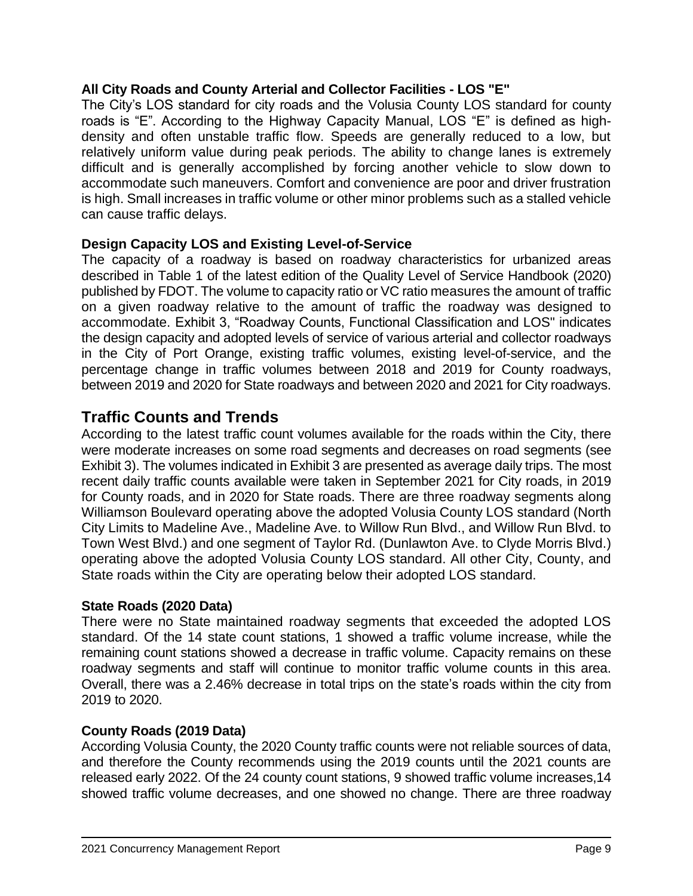**All City Roads and County Arterial and Collector Facilities - LOS "E"**

The City's LOS standard for city roads and the Volusia County LOS standard for county roads is "E". According to the Highway Capacity Manual, LOS "E" is defined as high-density and often unstable traffic flow. Speeds are generally reduced to a low, but relatively uniform value during peak periods. The ability to change lanes is extremely difficult and is generally accomplished by forcing another vehicle to slow down to accommodate such maneuvers. Comfort and convenience are poor and driver frustration is high. Small increases in traffic volume or other minor problems such as a stalled vehicle can cause traffic delays.

**Design Capacity LOS and Existing Level-of-Service**

The capacity of a roadway is based on roadway characteristics for urbanized areas described in Table 1 of the latest edition of the Quality Level of Service Handbook (2020) published by FDOT. The volume to capacity ratio or VC ratio measures the amount of traffic on a given roadway relative to the amount of traffic the roadway was designed to accommodate. Exhibit 3, "Roadway Counts, Functional Classification and LOS" indicates the design capacity and adopted levels of service of various arterial and collector roadways in the City of Port Orange, existing traffic volumes, existing level-of-service, and the percentage change in traffic volumes between 2018 and 2019 for County roadways, between 2019 and 2020 for State roadways and between 2020 and 2021 for City roadways.

## Traffic Counts and Trends

According to the latest traffic count volumes available for the roads within the City, there were moderate increases on some road segments and decreases on road segments (see Exhibit 3). The volumes indicated in Exhibit 3 are presented as average daily trips. The most recent daily traffic counts available were taken in September 2021 for City roads, in 2019 for County roads, and in 2020 for State roads. There are three roadway segments along Williamson Boulevard operating above the adopted Volusia County LOS standard (North City Limits to Madeline Ave., Madeline Ave. to Willow Run Blvd., and Willow Run Blvd. to Town West Blvd.) and one segment of Taylor Rd. (Dunlawton Ave. to Clyde Morris Blvd.) operating above the adopted Volusia County LOS standard. All other City, County, and State roads within the City are operating below their adopted LOS standard.

**State Roads (2020 Data)**

There were no State maintained roadway segments that exceeded the adopted LOS standard. Of the 14 state count stations, 1 showed a traffic volume increase, while the remaining count stations showed a decrease in traffic volume. Capacity remains on these roadway segments and staff will continue to monitor traffic volume counts in this area. Overall, there was a 2.46% decrease in total trips on the state's roads within the city from 2019 to 2020.

**County Roads (2019 Data)**

According Volusia County, the 2020 County traffic counts were not reliable sources of data, and therefore the County recommends using the 2019 counts until the 2021 counts are released early 2022. Of the 24 county count stations, 9 showed traffic volume increases,14 showed traffic volume decreases, and one showed no change. There are three roadway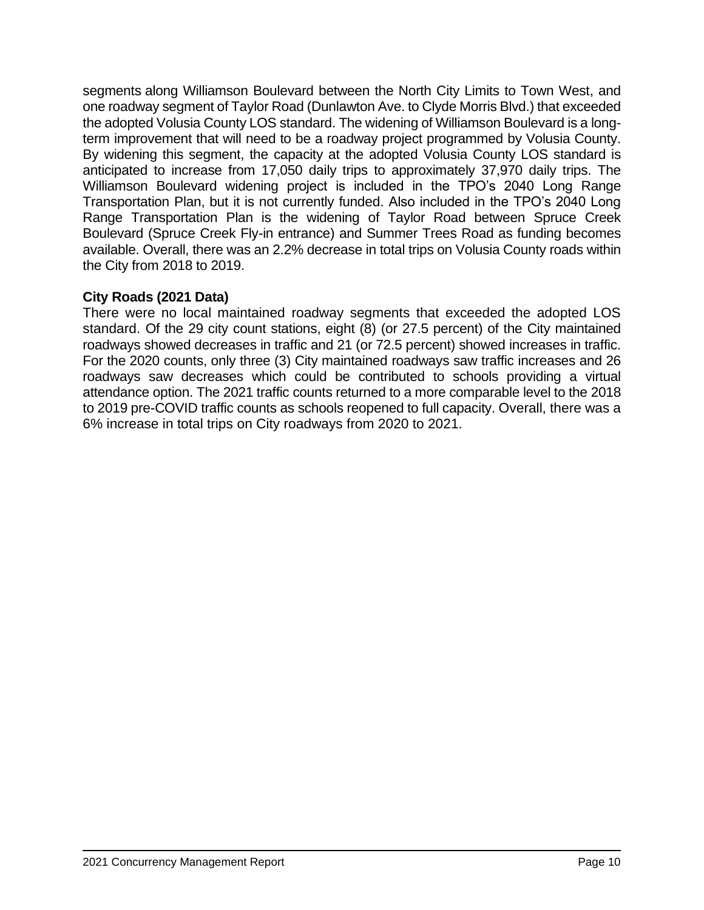segments along Williamson Boulevard between the North City Limits to Town West, and one roadway segment of Taylor Road (Dunlawton Ave. to Clyde Morris Blvd.) that exceeded the adopted Volusia County LOS standard. The widening of Williamson Boulevard is a long-term improvement that will need to be a roadway project programmed by Volusia County. By widening this segment, the capacity at the adopted Volusia County LOS standard is anticipated to increase from 17,050 daily trips to approximately 37,970 daily trips. The Williamson Boulevard widening project is included in the TPO's 2040 Long Range Transportation Plan, but it is not currently funded. Also included in the TPO's 2040 Long Range Transportation Plan is the widening of Taylor Road between Spruce Creek Boulevard (Spruce Creek Fly-in entrance) and Summer Trees Road as funding becomes available. Overall, there was an 2.2% decrease in total trips on Volusia County roads within the City from 2018 to 2019.

**City Roads (2021 Data)**

There were no local maintained roadway segments that exceeded the adopted LOS standard. Of the 29 city count stations, eight (8) (or 27.5 percent) of the City maintained roadways showed decreases in traffic and 21 (or 72.5 percent) showed increases in traffic. For the 2020 counts, only three (3) City maintained roadways saw traffic increases and 26 roadways saw decreases which could be contributed to schools providing a virtual attendance option. The 2021 traffic counts returned to a more comparable level to the 2018 to 2019 pre-COVID traffic counts as schools reopened to full capacity. Overall, there was a 6% increase in total trips on City roadways from 2020 to 2021.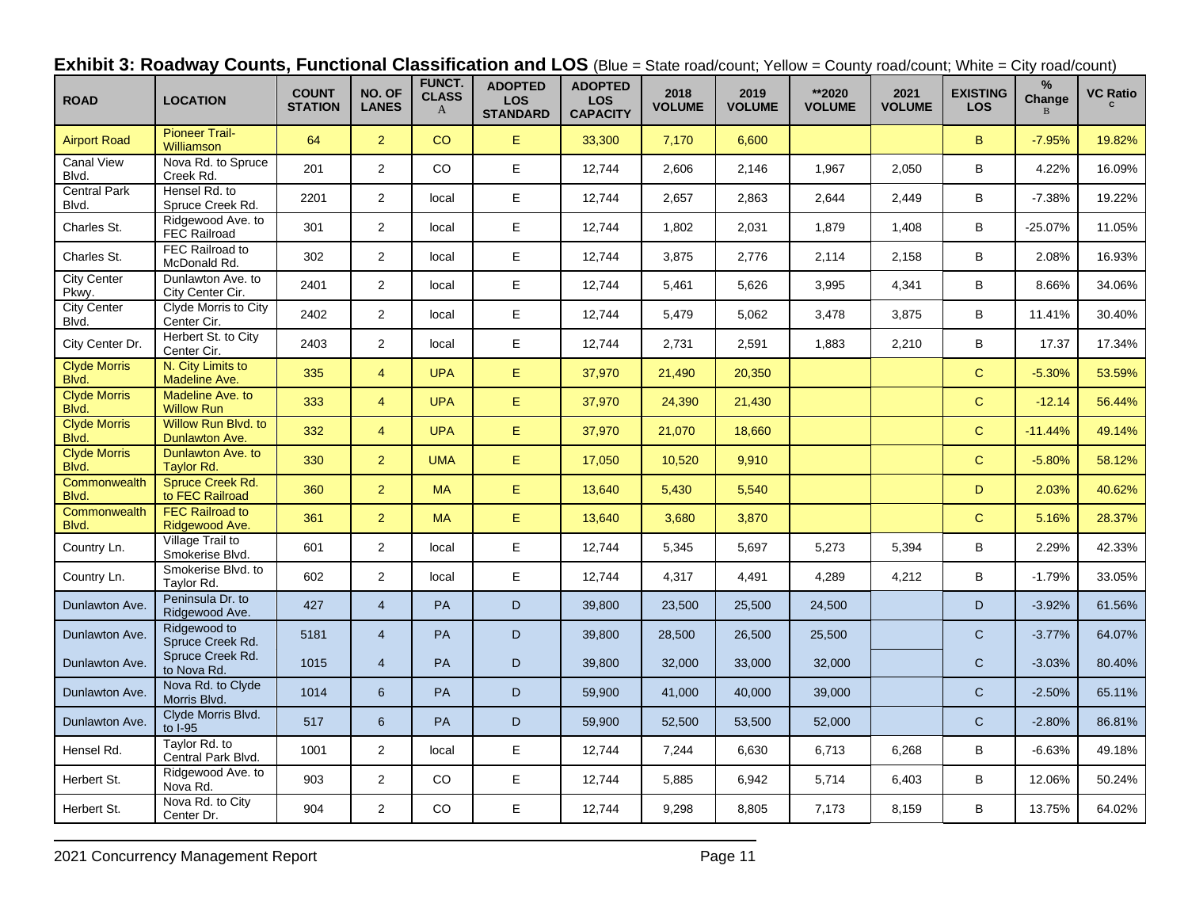**Exhibit 3: Roadway Counts, Functional Classification and LOS** (Blue = State road/count; Yellow = County road/count; White = City road/count)

| ROAD | LOCATION | COUNT STATION | NO. OF LANES | FUNCT. CLASS A | ADOPTED LOS STANDARD | ADOPTED LOS CAPACITY | 2018 VOLUME | 2019 VOLUME | **2020 VOLUME | 2021 VOLUME | EXISTING LOS | % Change B | VC Ratio C |
|---|---|---|---|---|---|---|---|---|---|---|---|---|---|
| Airport Road | Pioneer Trail-Williamson | 64 | 2 | CO | E | 33,300 | 7,170 | 6,600 | | | B | -7.95% | 19.82% |
| Canal View Blvd. | Nova Rd. to Spruce Creek Rd. | 201 | 2 | CO | E | 12,744 | 2,606 | 2,146 | 1,967 | 2,050 | B | 4.22% | 16.09% |
| Central Park Blvd. | Hensel Rd. to Spruce Creek Rd. | 2201 | 2 | local | E | 12,744 | 2,657 | 2,863 | 2,644 | 2,449 | B | -7.38% | 19.22% |
| Charles St. | Ridgewood Ave. to FEC Railroad | 301 | 2 | local | E | 12,744 | 1,802 | 2,031 | 1,879 | 1,408 | B | -25.07% | 11.05% |
| Charles St. | FEC Railroad to McDonald Rd. | 302 | 2 | local | E | 12,744 | 3,875 | 2,776 | 2,114 | 2,158 | B | 2.08% | 16.93% |
| City Center Pkwy. | Dunlawton Ave. to City Center Cir. | 2401 | 2 | local | E | 12,744 | 5,461 | 5,626 | 3,995 | 4,341 | B | 8.66% | 34.06% |
| City Center Blvd. | Clyde Morris to City Center Cir. | 2402 | 2 | local | E | 12,744 | 5,479 | 5,062 | 3,478 | 3,875 | B | 11.41% | 30.40% |
| City Center Dr. | Herbert St. to City Center Cir. | 2403 | 2 | local | E | 12,744 | 2,731 | 2,591 | 1,883 | 2,210 | B | 17.37 | 17.34% |
| Clyde Morris Blvd. | N. City Limits to Madeline Ave. | 335 | 4 | UPA | E | 37,970 | 21,490 | 20,350 | | | C | -5.30% | 53.59% |
| Clyde Morris Blvd. | Madeline Ave. to Willow Run | 333 | 4 | UPA | E | 37,970 | 24,390 | 21,430 | | | C | -12.14 | 56.44% |
| Clyde Morris Blvd. | Willow Run Blvd. to Dunlawton Ave. | 332 | 4 | UPA | E | 37,970 | 21,070 | 18,660 | | | C | -11.44% | 49.14% |
| Clyde Morris Blvd. | Dunlawton Ave. to Taylor Rd. | 330 | 2 | UMA | E | 17,050 | 10,520 | 9,910 | | | C | -5.80% | 58.12% |
| Commonwealth Blvd. | Spruce Creek Rd. to FEC Railroad | 360 | 2 | MA | E | 13,640 | 5,430 | 5,540 | | | D | 2.03% | 40.62% |
| Commonwealth Blvd. | FEC Railroad to Ridgewood Ave. | 361 | 2 | MA | E | 13,640 | 3,680 | 3,870 | | | C | 5.16% | 28.37% |
| Country Ln. | Village Trail to Smokerise Blvd. | 601 | 2 | local | E | 12,744 | 5,345 | 5,697 | 5,273 | 5,394 | B | 2.29% | 42.33% |
| Country Ln. | Smokerise Blvd. to Taylor Rd. | 602 | 2 | local | E | 12,744 | 4,317 | 4,491 | 4,289 | 4,212 | B | -1.79% | 33.05% |
| Dunlawton Ave. | Peninsula Dr. to Ridgewood Ave. | 427 | 4 | PA | D | 39,800 | 23,500 | 25,500 | 24,500 | | D | -3.92% | 61.56% |
| Dunlawton Ave. | Ridgewood to Spruce Creek Rd. | 5181 | 4 | PA | D | 39,800 | 28,500 | 26,500 | 25,500 | | C | -3.77% | 64.07% |
| Dunlawton Ave. | Spruce Creek Rd. to Nova Rd. | 1015 | 4 | PA | D | 39,800 | 32,000 | 33,000 | 32,000 | | C | -3.03% | 80.40% |
| Dunlawton Ave. | Nova Rd. to Clyde Morris Blvd. | 1014 | 6 | PA | D | 59,900 | 41,000 | 40,000 | 39,000 | | C | -2.50% | 65.11% |
| Dunlawton Ave. | Clyde Morris Blvd. to I-95 | 517 | 6 | PA | D | 59,900 | 52,500 | 53,500 | 52,000 | | C | -2.80% | 86.81% |
| Hensel Rd. | Taylor Rd. to Central Park Blvd. | 1001 | 2 | local | E | 12,744 | 7,244 | 6,630 | 6,713 | 6,268 | B | -6.63% | 49.18% |
| Herbert St. | Ridgewood Ave. to Nova Rd. | 903 | 2 | CO | E | 12,744 | 5,885 | 6,942 | 5,714 | 6,403 | B | 12.06% | 50.24% |
| Herbert St. | Nova Rd. to City Center Dr. | 904 | 2 | CO | E | 12,744 | 9,298 | 8,805 | 7,173 | 8,159 | B | 13.75% | 64.02% |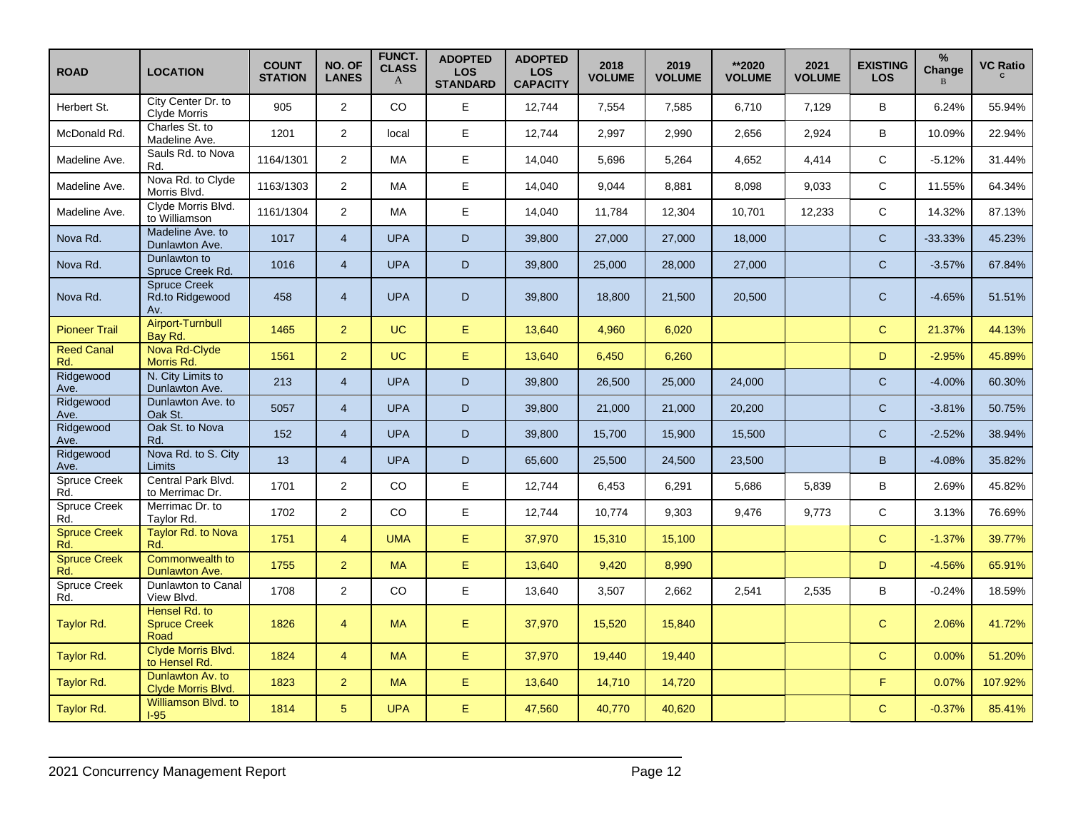| ROAD | LOCATION | COUNT STATION | NO. OF LANES | FUNCT. CLASS A | ADOPTED LOS STANDARD | ADOPTED LOS CAPACITY | 2018 VOLUME | 2019 VOLUME | **2020 VOLUME | 2021 VOLUME | EXISTING LOS | % Change B | VC Ratio C |
|---|---|---|---|---|---|---|---|---|---|---|---|---|---|
| Herbert St. | City Center Dr. to Clyde Morris | 905 | 2 | CO | E | 12,744 | 7,554 | 7,585 | 6,710 | 7,129 | B | 6.24% | 55.94% |
| McDonald Rd. | Charles St. to Madeline Ave. | 1201 | 2 | local | E | 12,744 | 2,997 | 2,990 | 2,656 | 2,924 | B | 10.09% | 22.94% |
| Madeline Ave. | Sauls Rd. to Nova Rd. | 1164/1301 | 2 | MA | E | 14,040 | 5,696 | 5,264 | 4,652 | 4,414 | C | -5.12% | 31.44% |
| Madeline Ave. | Nova Rd. to Clyde Morris Blvd. | 1163/1303 | 2 | MA | E | 14,040 | 9,044 | 8,881 | 8,098 | 9,033 | C | 11.55% | 64.34% |
| Madeline Ave. | Clyde Morris Blvd. to Williamson | 1161/1304 | 2 | MA | E | 14,040 | 11,784 | 12,304 | 10,701 | 12,233 | C | 14.32% | 87.13% |
| Nova Rd. | Madeline Ave. to Dunlawton Ave. | 1017 | 4 | UPA | D | 39,800 | 27,000 | 27,000 | 18,000 | | C | -33.33% | 45.23% |
| Nova Rd. | Dunlawton to Spruce Creek Rd. | 1016 | 4 | UPA | D | 39,800 | 25,000 | 28,000 | 27,000 | | C | -3.57% | 67.84% |
| Nova Rd. | Spruce Creek Rd.to Ridgewood Av. | 458 | 4 | UPA | D | 39,800 | 18,800 | 21,500 | 20,500 | | C | -4.65% | 51.51% |
| Pioneer Trail | Airport-Turnbull Bay Rd. | 1465 | 2 | UC | E | 13,640 | 4,960 | 6,020 | | | C | 21.37% | 44.13% |
| Reed Canal Rd. | Nova Rd-Clyde Morris Rd. | 1561 | 2 | UC | E | 13,640 | 6,450 | 6,260 | | | D | -2.95% | 45.89% |
| Ridgewood Ave. | N. City Limits to Dunlawton Ave. | 213 | 4 | UPA | D | 39,800 | 26,500 | 25,000 | 24,000 | | C | -4.00% | 60.30% |
| Ridgewood Ave. | Dunlawton Ave. to Oak St. | 5057 | 4 | UPA | D | 39,800 | 21,000 | 21,000 | 20,200 | | C | -3.81% | 50.75% |
| Ridgewood Ave. | Oak St. to Nova Rd. | 152 | 4 | UPA | D | 39,800 | 15,700 | 15,900 | 15,500 | | C | -2.52% | 38.94% |
| Ridgewood Ave. | Nova Rd. to S. City Limits | 13 | 4 | UPA | D | 65,600 | 25,500 | 24,500 | 23,500 | | B | -4.08% | 35.82% |
| Spruce Creek Rd. | Central Park Blvd. to Merrimac Dr. | 1701 | 2 | CO | E | 12,744 | 6,453 | 6,291 | 5,686 | 5,839 | B | 2.69% | 45.82% |
| Spruce Creek Rd. | Merrimac Dr. to Taylor Rd. | 1702 | 2 | CO | E | 12,744 | 10,774 | 9,303 | 9,476 | 9,773 | C | 3.13% | 76.69% |
| Spruce Creek Rd. | Taylor Rd. to Nova Rd. | 1751 | 4 | UMA | E | 37,970 | 15,310 | 15,100 | | | C | -1.37% | 39.77% |
| Spruce Creek Rd. | Commonwealth to Dunlawton Ave. | 1755 | 2 | MA | E | 13,640 | 9,420 | 8,990 | | | D | -4.56% | 65.91% |
| Spruce Creek Rd. | Dunlawton to Canal View Blvd. | 1708 | 2 | CO | E | 13,640 | 3,507 | 2,662 | 2,541 | 2,535 | B | -0.24% | 18.59% |
| Taylor Rd. | Hensel Rd. to Spruce Creek Road | 1826 | 4 | MA | E | 37,970 | 15,520 | 15,840 | | | C | 2.06% | 41.72% |
| Taylor Rd. | Clyde Morris Blvd. to Hensel Rd. | 1824 | 4 | MA | E | 37,970 | 19,440 | 19,440 | | | C | 0.00% | 51.20% |
| Taylor Rd. | Dunlawton Av. to Clyde Morris Blvd. | 1823 | 2 | MA | E | 13,640 | 14,710 | 14,720 | | | F | 0.07% | 107.92% |
| Taylor Rd. | Williamson Blvd. to I-95 | 1814 | 5 | UPA | E | 47,560 | 40,770 | 40,620 | | | C | -0.37% | 85.41% |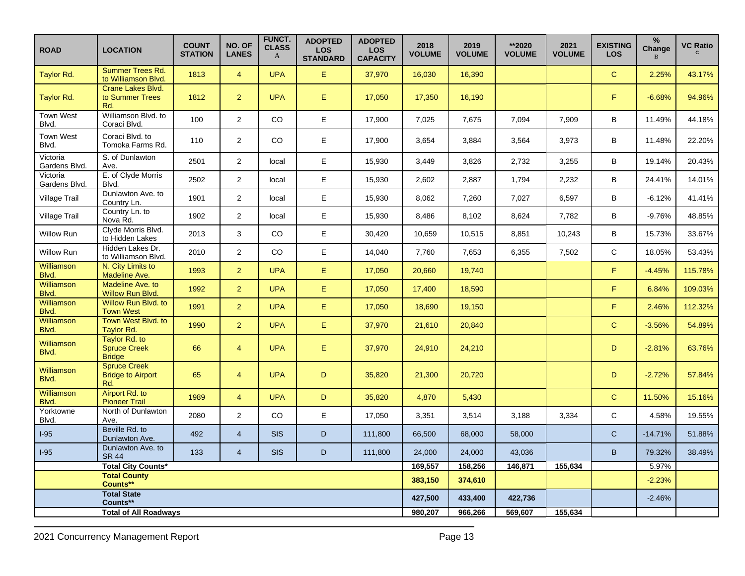| ROAD | LOCATION | COUNT STATION | NO. OF LANES | FUNCT. CLASS A | ADOPTED LOS STANDARD | ADOPTED LOS CAPACITY | 2018 VOLUME | 2019 VOLUME | **2020 VOLUME | 2021 VOLUME | EXISTING LOS | % Change B | VC Ratio C |
|---|---|---|---|---|---|---|---|---|---|---|---|---|---|
| Taylor Rd. | Summer Trees Rd. to Williamson Blvd. | 1813 | 4 | UPA | E | 37,970 | 16,030 | 16,390 | | | C | 2.25% | 43.17% |
| Taylor Rd. | Crane Lakes Blvd. to Summer Trees Rd. | 1812 | 2 | UPA | E | 17,050 | 17,350 | 16,190 | | | F | -6.68% | 94.96% |
| Town West Blvd. | Williamson Blvd. to Coraci Blvd. | 100 | 2 | CO | E | 17,900 | 7,025 | 7,675 | 7,094 | 7,909 | B | 11.49% | 44.18% |
| Town West Blvd. | Coraci Blvd. to Tomoka Farms Rd. | 110 | 2 | CO | E | 17,900 | 3,654 | 3,884 | 3,564 | 3,973 | B | 11.48% | 22.20% |
| Victoria Gardens Blvd. | S. of Dunlawton Ave. | 2501 | 2 | local | E | 15,930 | 3,449 | 3,826 | 2,732 | 3,255 | B | 19.14% | 20.43% |
| Victoria Gardens Blvd. | E. of Clyde Morris Blvd. | 2502 | 2 | local | E | 15,930 | 2,602 | 2,887 | 1,794 | 2,232 | B | 24.41% | 14.01% |
| Village Trail | Dunlawton Ave. to Country Ln. | 1901 | 2 | local | E | 15,930 | 8,062 | 7,260 | 7,027 | 6,597 | B | -6.12% | 41.41% |
| Village Trail | Country Ln. to Nova Rd. | 1902 | 2 | local | E | 15,930 | 8,486 | 8,102 | 8,624 | 7,782 | B | -9.76% | 48.85% |
| Willow Run | Clyde Morris Blvd. to Hidden Lakes | 2013 | 3 | CO | E | 30,420 | 10,659 | 10,515 | 8,851 | 10,243 | B | 15.73% | 33.67% |
| Willow Run | Hidden Lakes Dr. to Williamson Blvd. | 2010 | 2 | CO | E | 14,040 | 7,760 | 7,653 | 6,355 | 7,502 | C | 18.05% | 53.43% |
| Williamson Blvd. | N. City Limits to Madeline Ave. | 1993 | 2 | UPA | E | 17,050 | 20,660 | 19,740 | | | F | -4.45% | 115.78% |
| Williamson Blvd. | Madeline Ave. to Willow Run Blvd. | 1992 | 2 | UPA | E | 17,050 | 17,400 | 18,590 | | | F | 6.84% | 109.03% |
| Williamson Blvd. | Willow Run Blvd. to Town West | 1991 | 2 | UPA | E | 17,050 | 18,690 | 19,150 | | | F | 2.46% | 112.32% |
| Williamson Blvd. | Town West Blvd. to Taylor Rd. | 1990 | 2 | UPA | E | 37,970 | 21,610 | 20,840 | | | C | -3.56% | 54.89% |
| Williamson Blvd. | Taylor Rd. to Spruce Creek Bridge | 66 | 4 | UPA | E | 37,970 | 24,910 | 24,210 | | | D | -2.81% | 63.76% |
| Williamson Blvd. | Spruce Creek Bridge to Airport Rd. | 65 | 4 | UPA | D | 35,820 | 21,300 | 20,720 | | | D | -2.72% | 57.84% |
| Williamson Blvd. | Airport Rd. to Pioneer Trail | 1989 | 4 | UPA | D | 35,820 | 4,870 | 5,430 | | | C | 11.50% | 15.16% |
| Yorktowne Blvd. | North of Dunlawton Ave. | 2080 | 2 | CO | E | 17,050 | 3,351 | 3,514 | 3,188 | 3,334 | C | 4.58% | 19.55% |
| I-95 | Beville Rd. to Dunlawton Ave. | 492 | 4 | SIS | D | 111,800 | 66,500 | 68,000 | 58,000 | | C | -14.71% | 51.88% |
| I-95 | Dunlawton Ave. to SR 44 | 133 | 4 | SIS | D | 111,800 | 24,000 | 24,000 | 43,036 | | B | 79.32% | 38.49% |
| | **Total City Counts*** | | | | | | **169,557** | **158,256** | **146,871** | **155,634** | | 5.97% | |
| | **Total County Counts**** | | | | | | **383,150** | **374,610** | | | | -2.23% | |
| | **Total State Counts**** | | | | | | **427,500** | **433,400** | **422,736** | | | -2.46% | |
| | **Total of All Roadways** | | | | | | **980,207** | **966,266** | **569,607** | **155,634** | | | |

2021 Concurrency Management Report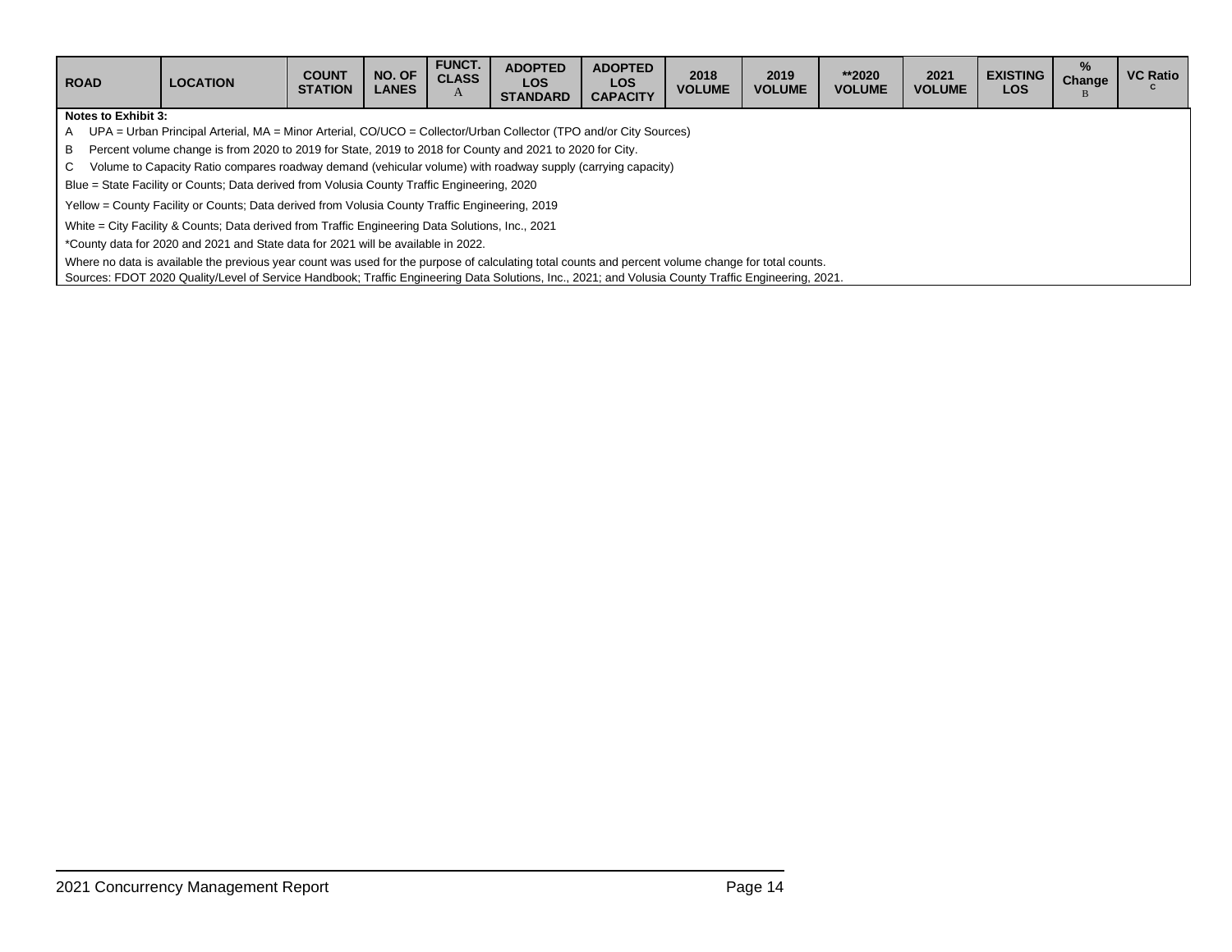| ROAD | LOCATION | COUNT STATION | NO. OF LANES | FUNCT. CLASS A | ADOPTED LOS STANDARD | ADOPTED LOS CAPACITY | 2018 VOLUME | 2019 VOLUME | **2020 VOLUME | 2021 VOLUME | EXISTING LOS | % Change B | VC Ratio C |
|---|---|---|---|---|---|---|---|---|---|---|---|---|---|

**Notes to Exhibit 3:**

A UPA = Urban Principal Arterial, MA = Minor Arterial, CO/UCO = Collector/Urban Collector (TPO and/or City Sources)

B Percent volume change is from 2020 to 2019 for State, 2019 to 2018 for County and 2021 to 2020 for City.

C Volume to Capacity Ratio compares roadway demand (vehicular volume) with roadway supply (carrying capacity)

Blue = State Facility or Counts; Data derived from Volusia County Traffic Engineering, 2020

Yellow = County Facility or Counts; Data derived from Volusia County Traffic Engineering, 2019

White = City Facility & Counts; Data derived from Traffic Engineering Data Solutions, Inc., 2021

*County data for 2020 and 2021 and State data for 2021 will be available in 2022.

Where no data is available the previous year count was used for the purpose of calculating total counts and percent volume change for total counts.

Sources: FDOT 2020 Quality/Level of Service Handbook; Traffic Engineering Data Solutions, Inc., 2021; and Volusia County Traffic Engineering, 2021.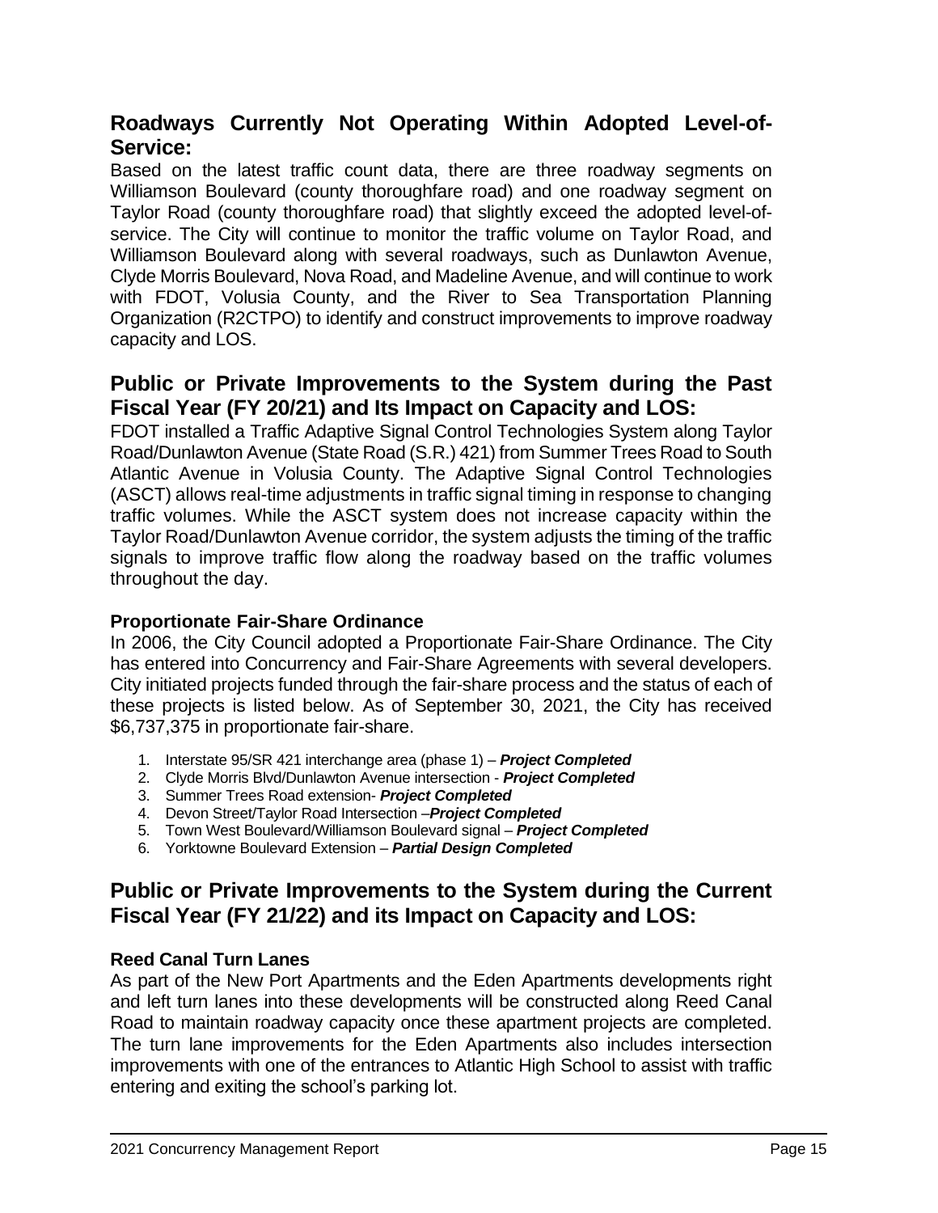## Roadways Currently Not Operating Within Adopted Level-of-Service:

Based on the latest traffic count data, there are three roadway segments on Williamson Boulevard (county thoroughfare road) and one roadway segment on Taylor Road (county thoroughfare road) that slightly exceed the adopted level-of-service. The City will continue to monitor the traffic volume on Taylor Road, and Williamson Boulevard along with several roadways, such as Dunlawton Avenue, Clyde Morris Boulevard, Nova Road, and Madeline Avenue, and will continue to work with FDOT, Volusia County, and the River to Sea Transportation Planning Organization (R2CTPO) to identify and construct improvements to improve roadway capacity and LOS.

## Public or Private Improvements to the System during the Past Fiscal Year (FY 20/21) and Its Impact on Capacity and LOS:

FDOT installed a Traffic Adaptive Signal Control Technologies System along Taylor Road/Dunlawton Avenue (State Road (S.R.) 421) from Summer Trees Road to South Atlantic Avenue in Volusia County. The Adaptive Signal Control Technologies (ASCT) allows real-time adjustments in traffic signal timing in response to changing traffic volumes. While the ASCT system does not increase capacity within the Taylor Road/Dunlawton Avenue corridor, the system adjusts the timing of the traffic signals to improve traffic flow along the roadway based on the traffic volumes throughout the day.

### Proportionate Fair-Share Ordinance

In 2006, the City Council adopted a Proportionate Fair-Share Ordinance. The City has entered into Concurrency and Fair-Share Agreements with several developers. City initiated projects funded through the fair-share process and the status of each of these projects is listed below. As of September 30, 2021, the City has received $6,737,375 in proportionate fair-share.

1. Interstate 95/SR 421 interchange area (phase 1) – ***Project Completed***
2. Clyde Morris Blvd/Dunlawton Avenue intersection - ***Project Completed***
3. Summer Trees Road extension- ***Project Completed***
4. Devon Street/Taylor Road Intersection –***Project Completed***
5. Town West Boulevard/Williamson Boulevard signal – ***Project Completed***
6. Yorktowne Boulevard Extension – ***Partial Design Completed***

## Public or Private Improvements to the System during the Current Fiscal Year (FY 21/22) and its Impact on Capacity and LOS:

### Reed Canal Turn Lanes

As part of the New Port Apartments and the Eden Apartments developments right and left turn lanes into these developments will be constructed along Reed Canal Road to maintain roadway capacity once these apartment projects are completed. The turn lane improvements for the Eden Apartments also includes intersection improvements with one of the entrances to Atlantic High School to assist with traffic entering and exiting the school's parking lot.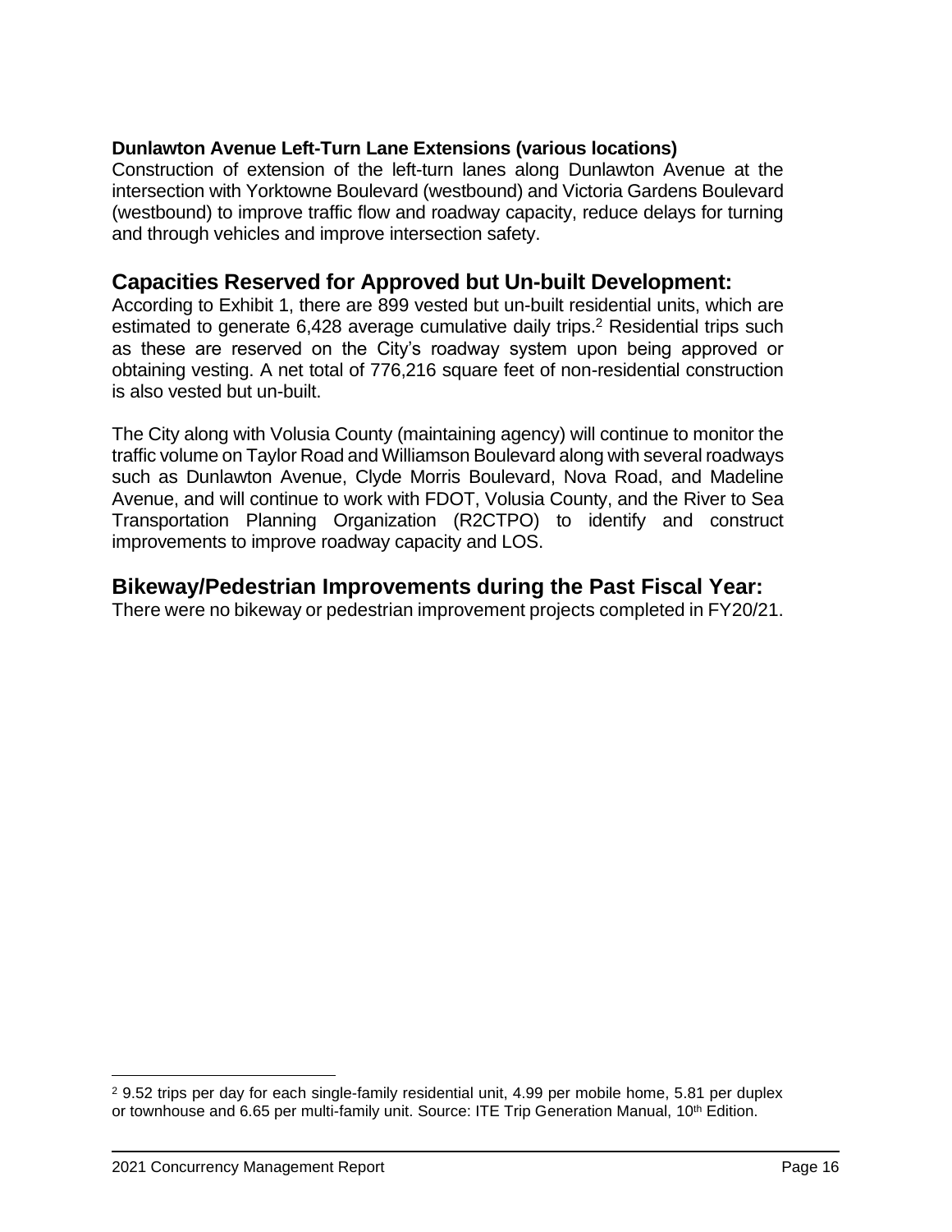**Dunlawton Avenue Left-Turn Lane Extensions (various locations)**

Construction of extension of the left-turn lanes along Dunlawton Avenue at the intersection with Yorktowne Boulevard (westbound) and Victoria Gardens Boulevard (westbound) to improve traffic flow and roadway capacity, reduce delays for turning and through vehicles and improve intersection safety.

## Capacities Reserved for Approved but Un-built Development:

According to Exhibit 1, there are 899 vested but un-built residential units, which are estimated to generate 6,428 average cumulative daily trips.[2] Residential trips such as these are reserved on the City's roadway system upon being approved or obtaining vesting. A net total of 776,216 square feet of non-residential construction is also vested but un-built.

The City along with Volusia County (maintaining agency) will continue to monitor the traffic volume on Taylor Road and Williamson Boulevard along with several roadways such as Dunlawton Avenue, Clyde Morris Boulevard, Nova Road, and Madeline Avenue, and will continue to work with FDOT, Volusia County, and the River to Sea Transportation Planning Organization (R2CTPO) to identify and construct improvements to improve roadway capacity and LOS.

## Bikeway/Pedestrian Improvements during the Past Fiscal Year:

There were no bikeway or pedestrian improvement projects completed in FY20/21.

---

[2] 9.52 trips per day for each single-family residential unit, 4.99 per mobile home, 5.81 per duplex or townhouse and 6.65 per multi-family unit. Source: ITE Trip Generation Manual, 10th Edition.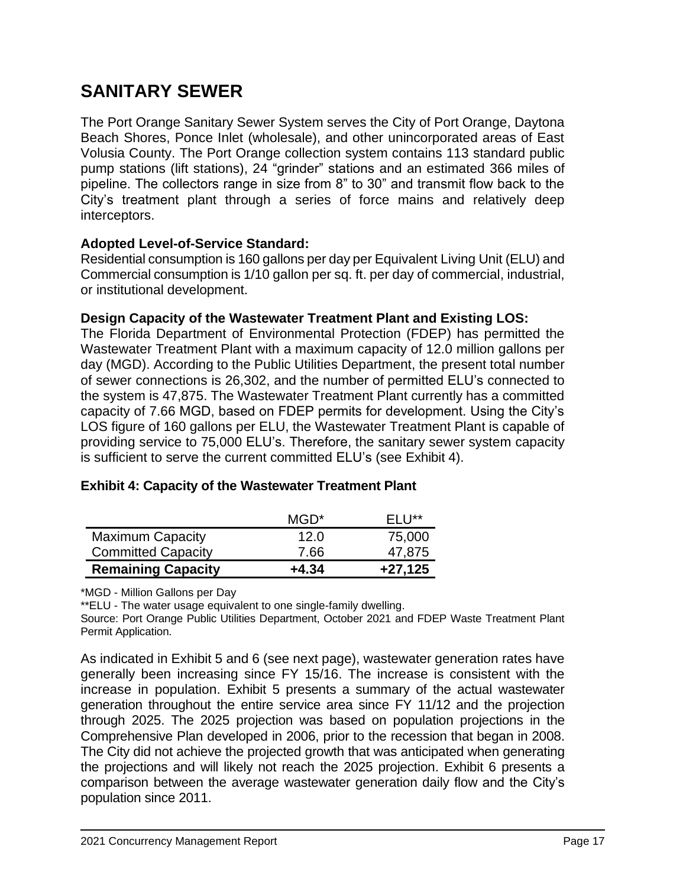# SANITARY SEWER

The Port Orange Sanitary Sewer System serves the City of Port Orange, Daytona Beach Shores, Ponce Inlet (wholesale), and other unincorporated areas of East Volusia County. The Port Orange collection system contains 113 standard public pump stations (lift stations), 24 "grinder" stations and an estimated 366 miles of pipeline. The collectors range in size from 8" to 30" and transmit flow back to the City's treatment plant through a series of force mains and relatively deep interceptors.

**Adopted Level-of-Service Standard:**
Residential consumption is 160 gallons per day per Equivalent Living Unit (ELU) and Commercial consumption is 1/10 gallon per sq. ft. per day of commercial, industrial, or institutional development.

**Design Capacity of the Wastewater Treatment Plant and Existing LOS:**
The Florida Department of Environmental Protection (FDEP) has permitted the Wastewater Treatment Plant with a maximum capacity of 12.0 million gallons per day (MGD). According to the Public Utilities Department, the present total number of sewer connections is 26,302, and the number of permitted ELU's connected to the system is 47,875. The Wastewater Treatment Plant currently has a committed capacity of 7.66 MGD, based on FDEP permits for development. Using the City's LOS figure of 160 gallons per ELU, the Wastewater Treatment Plant is capable of providing service to 75,000 ELU's. Therefore, the sanitary sewer system capacity is sufficient to serve the current committed ELU's (see Exhibit 4).

**Exhibit 4: Capacity of the Wastewater Treatment Plant**

| | MGD* | ELU** |
|---|---|---|
| Maximum Capacity | 12.0 | 75,000 |
| Committed Capacity | 7.66 | 47,875 |
| **Remaining Capacity** | **+4.34** | **+27,125** |

*MGD - Million Gallons per Day

**ELU - The water usage equivalent to one single-family dwelling.

Source: Port Orange Public Utilities Department, October 2021 and FDEP Waste Treatment Plant Permit Application.

As indicated in Exhibit 5 and 6 (see next page), wastewater generation rates have generally been increasing since FY 15/16. The increase is consistent with the increase in population. Exhibit 5 presents a summary of the actual wastewater generation throughout the entire service area since FY 11/12 and the projection through 2025. The 2025 projection was based on population projections in the Comprehensive Plan developed in 2006, prior to the recession that began in 2008. The City did not achieve the projected growth that was anticipated when generating the projections and will likely not reach the 2025 projection. Exhibit 6 presents a comparison between the average wastewater generation daily flow and the City's population since 2011.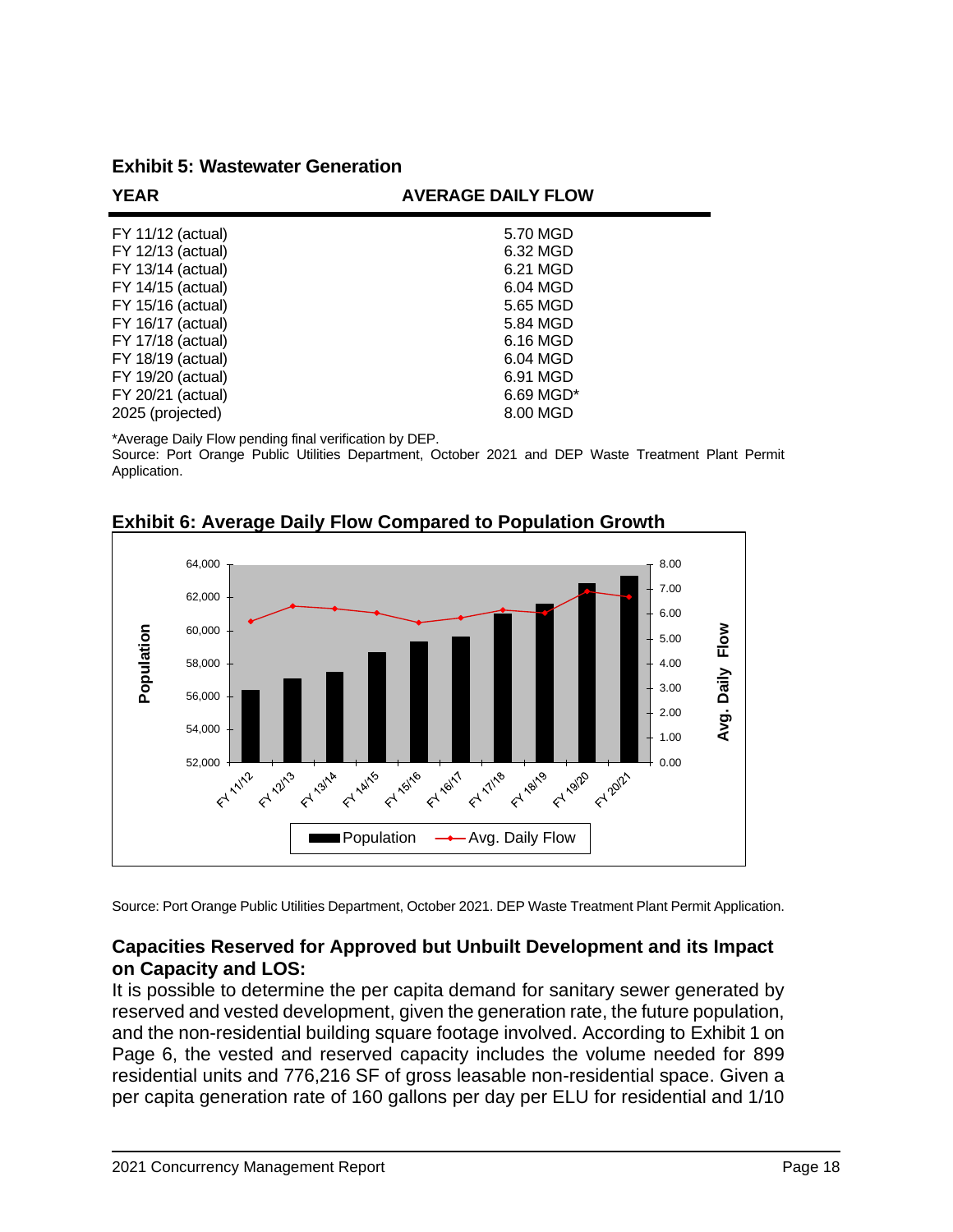**Exhibit 5: Wastewater Generation**

| YEAR | AVERAGE DAILY FLOW |
|---|---|
| FY 11/12 (actual) | 5.70 MGD |
| FY 12/13 (actual) | 6.32 MGD |
| FY 13/14 (actual) | 6.21 MGD |
| FY 14/15 (actual) | 6.04 MGD |
| FY 15/16 (actual) | 5.65 MGD |
| FY 16/17 (actual) | 5.84 MGD |
| FY 17/18 (actual) | 6.16 MGD |
| FY 18/19 (actual) | 6.04 MGD |
| FY 19/20 (actual) | 6.91 MGD |
| FY 20/21 (actual) | 6.69 MGD* |
| 2025 (projected) | 8.00 MGD |

*Average Daily Flow pending final verification by DEP.
Source: Port Orange Public Utilities Department, October 2021 and DEP Waste Treatment Plant Permit Application.

**Exhibit 6: Average Daily Flow Compared to Population Growth**

Source: Port Orange Public Utilities Department, October 2021. DEP Waste Treatment Plant Permit Application.

### Capacities Reserved for Approved but Unbuilt Development and its Impact on Capacity and LOS:

It is possible to determine the per capita demand for sanitary sewer generated by reserved and vested development, given the generation rate, the future population, and the non-residential building square footage involved. According to Exhibit 1 on Page 6, the vested and reserved capacity includes the volume needed for 899 residential units and 776,216 SF of gross leasable non-residential space. Given a per capita generation rate of 160 gallons per day per ELU for residential and 1/10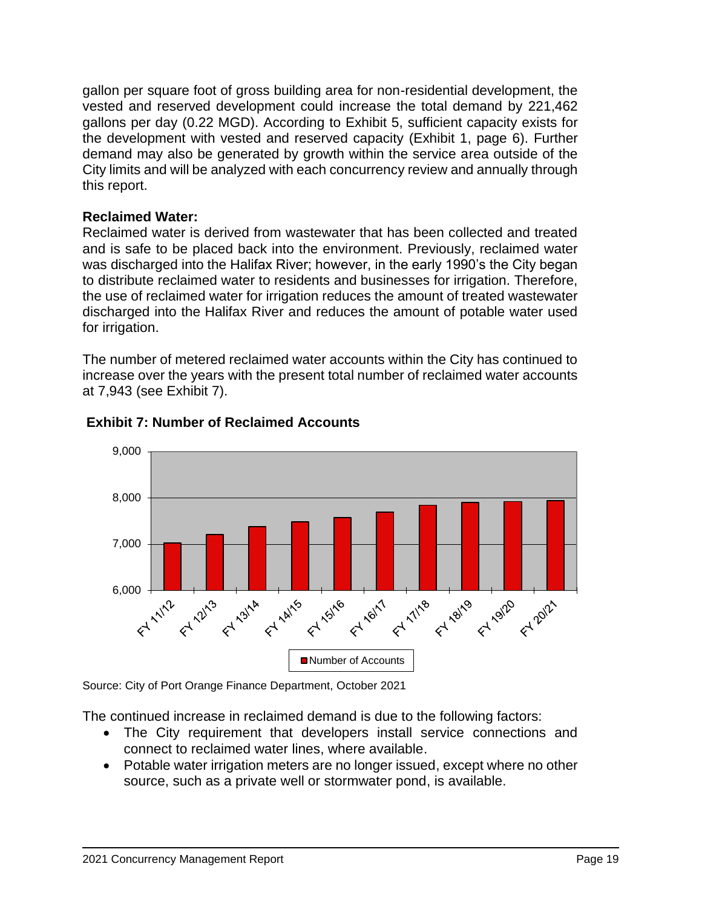gallon per square foot of gross building area for non-residential development, the vested and reserved development could increase the total demand by 221,462 gallons per day (0.22 MGD). According to Exhibit 5, sufficient capacity exists for the development with vested and reserved capacity (Exhibit 1, page 6). Further demand may also be generated by growth within the service area outside of the City limits and will be analyzed with each concurrency review and annually through this report.

**Reclaimed Water:**
Reclaimed water is derived from wastewater that has been collected and treated and is safe to be placed back into the environment. Previously, reclaimed water was discharged into the Halifax River; however, in the early 1990's the City began to distribute reclaimed water to residents and businesses for irrigation. Therefore, the use of reclaimed water for irrigation reduces the amount of treated wastewater discharged into the Halifax River and reduces the amount of potable water used for irrigation.

The number of metered reclaimed water accounts within the City has continued to increase over the years with the present total number of reclaimed water accounts at 7,943 (see Exhibit 7).

**Exhibit 7: Number of Reclaimed Accounts**

Source: City of Port Orange Finance Department, October 2021

The continued increase in reclaimed demand is due to the following factors:

- The City requirement that developers install service connections and connect to reclaimed water lines, where available.
- Potable water irrigation meters are no longer issued, except where no other source, such as a private well or stormwater pond, is available.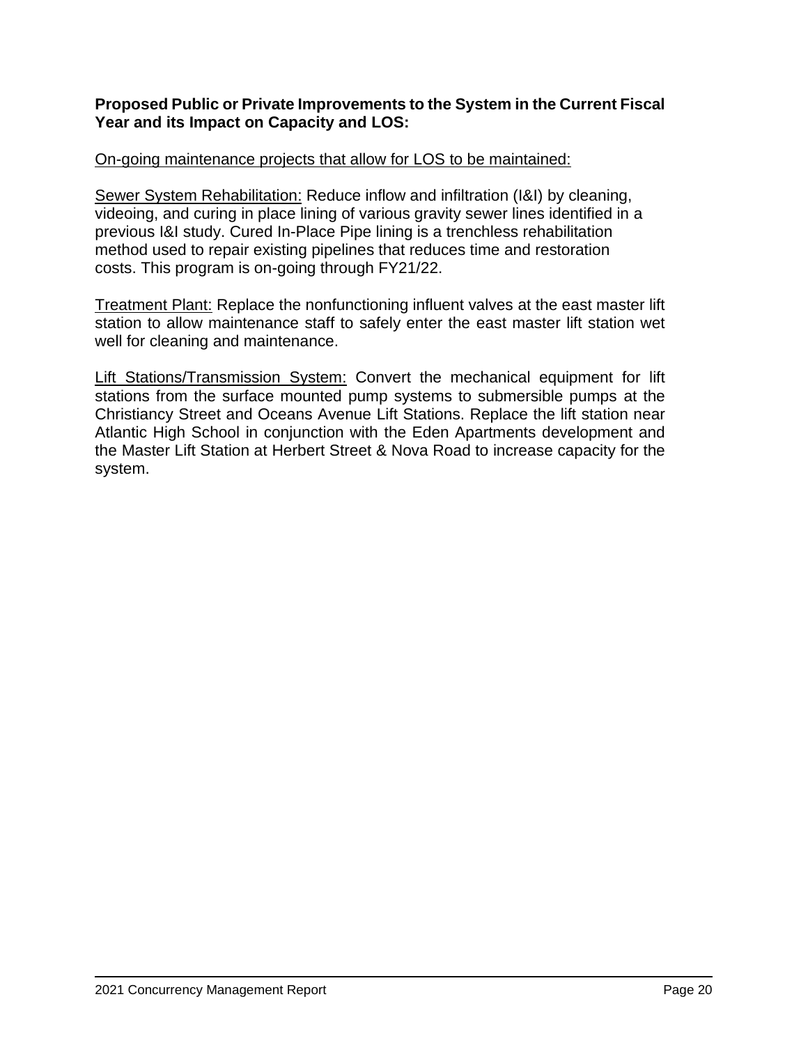**Proposed Public or Private Improvements to the System in the Current Fiscal Year and its Impact on Capacity and LOS:**

On-going maintenance projects that allow for LOS to be maintained:

Sewer System Rehabilitation: Reduce inflow and infiltration (I&I) by cleaning, videoing, and curing in place lining of various gravity sewer lines identified in a previous I&I study. Cured In-Place Pipe lining is a trenchless rehabilitation method used to repair existing pipelines that reduces time and restoration costs. This program is on-going through FY21/22.

Treatment Plant: Replace the nonfunctioning influent valves at the east master lift station to allow maintenance staff to safely enter the east master lift station wet well for cleaning and maintenance.

Lift Stations/Transmission System: Convert the mechanical equipment for lift stations from the surface mounted pump systems to submersible pumps at the Christiancy Street and Oceans Avenue Lift Stations. Replace the lift station near Atlantic High School in conjunction with the Eden Apartments development and the Master Lift Station at Herbert Street & Nova Road to increase capacity for the system.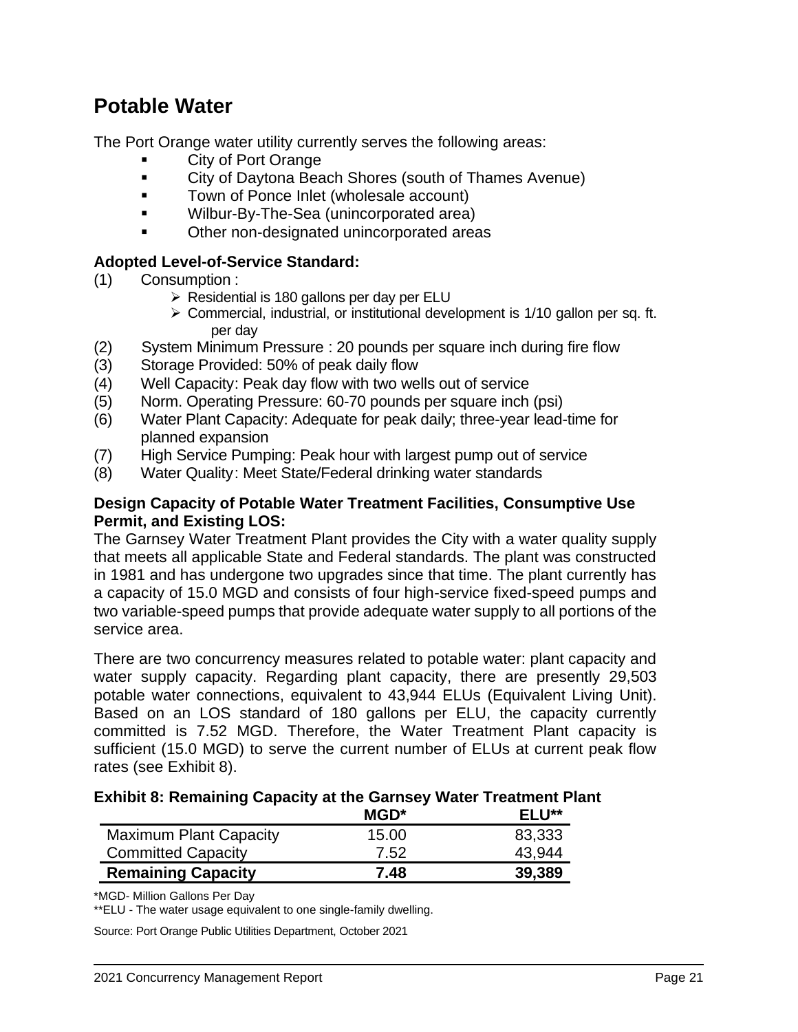# Potable Water

The Port Orange water utility currently serves the following areas:

- City of Port Orange
- City of Daytona Beach Shores (south of Thames Avenue)
- Town of Ponce Inlet (wholesale account)
- Wilbur-By-The-Sea (unincorporated area)
- Other non-designated unincorporated areas

**Adopted Level-of-Service Standard:**

(1) Consumption :
  - Residential is 180 gallons per day per ELU
  - Commercial, industrial, or institutional development is 1/10 gallon per sq. ft. per day

(2) System Minimum Pressure : 20 pounds per square inch during fire flow
(3) Storage Provided: 50% of peak daily flow
(4) Well Capacity: Peak day flow with two wells out of service
(5) Norm. Operating Pressure: 60-70 pounds per square inch (psi)
(6) Water Plant Capacity: Adequate for peak daily; three-year lead-time for planned expansion
(7) High Service Pumping: Peak hour with largest pump out of service
(8) Water Quality: Meet State/Federal drinking water standards

**Design Capacity of Potable Water Treatment Facilities, Consumptive Use Permit, and Existing LOS:**

The Garnsey Water Treatment Plant provides the City with a water quality supply that meets all applicable State and Federal standards. The plant was constructed in 1981 and has undergone two upgrades since that time. The plant currently has a capacity of 15.0 MGD and consists of four high-service fixed-speed pumps and two variable-speed pumps that provide adequate water supply to all portions of the service area.

There are two concurrency measures related to potable water: plant capacity and water supply capacity. Regarding plant capacity, there are presently 29,503 potable water connections, equivalent to 43,944 ELUs (Equivalent Living Unit). Based on an LOS standard of 180 gallons per ELU, the capacity currently committed is 7.52 MGD. Therefore, the Water Treatment Plant capacity is sufficient (15.0 MGD) to serve the current number of ELUs at current peak flow rates (see Exhibit 8).

**Exhibit 8: Remaining Capacity at the Garnsey Water Treatment Plant**

| | MGD* | ELU** |
|---|---|---|
| Maximum Plant Capacity | 15.00 | 83,333 |
| Committed Capacity | 7.52 | 43,944 |
| **Remaining Capacity** | **7.48** | **39,389** |

*MGD- Million Gallons Per Day

**ELU - The water usage equivalent to one single-family dwelling.

Source: Port Orange Public Utilities Department, October 2021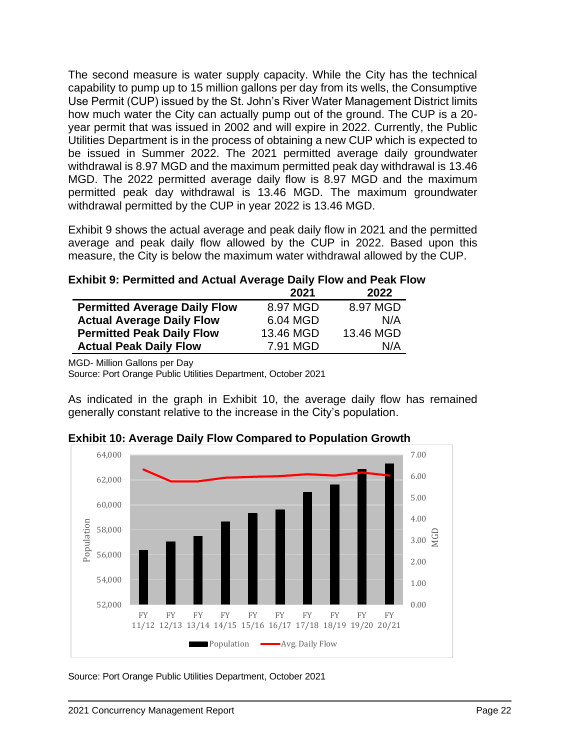The second measure is water supply capacity. While the City has the technical capability to pump up to 15 million gallons per day from its wells, the Consumptive Use Permit (CUP) issued by the St. John's River Water Management District limits how much water the City can actually pump out of the ground. The CUP is a 20-year permit that was issued in 2002 and will expire in 2022. Currently, the Public Utilities Department is in the process of obtaining a new CUP which is expected to be issued in Summer 2022. The 2021 permitted average daily groundwater withdrawal is 8.97 MGD and the maximum permitted peak day withdrawal is 13.46 MGD. The 2022 permitted average daily flow is 8.97 MGD and the maximum permitted peak day withdrawal is 13.46 MGD. The maximum groundwater withdrawal permitted by the CUP in year 2022 is 13.46 MGD.

Exhibit 9 shows the actual average and peak daily flow in 2021 and the permitted average and peak daily flow allowed by the CUP in 2022. Based upon this measure, the City is below the maximum water withdrawal allowed by the CUP.

**Exhibit 9: Permitted and Actual Average Daily Flow and Peak Flow**

| | 2021 | 2022 |
|---|---|---|
| **Permitted Average Daily Flow** | 8.97 MGD | 8.97 MGD |
| **Actual Average Daily Flow** | 6.04 MGD | N/A |
| **Permitted Peak Daily Flow** | 13.46 MGD | 13.46 MGD |
| **Actual Peak Daily Flow** | 7.91 MGD | N/A |

MGD- Million Gallons per Day
Source: Port Orange Public Utilities Department, October 2021

As indicated in the graph in Exhibit 10, the average daily flow has remained generally constant relative to the increase in the City's population.

**Exhibit 10: Average Daily Flow Compared to Population Growth**

Source: Port Orange Public Utilities Department, October 2021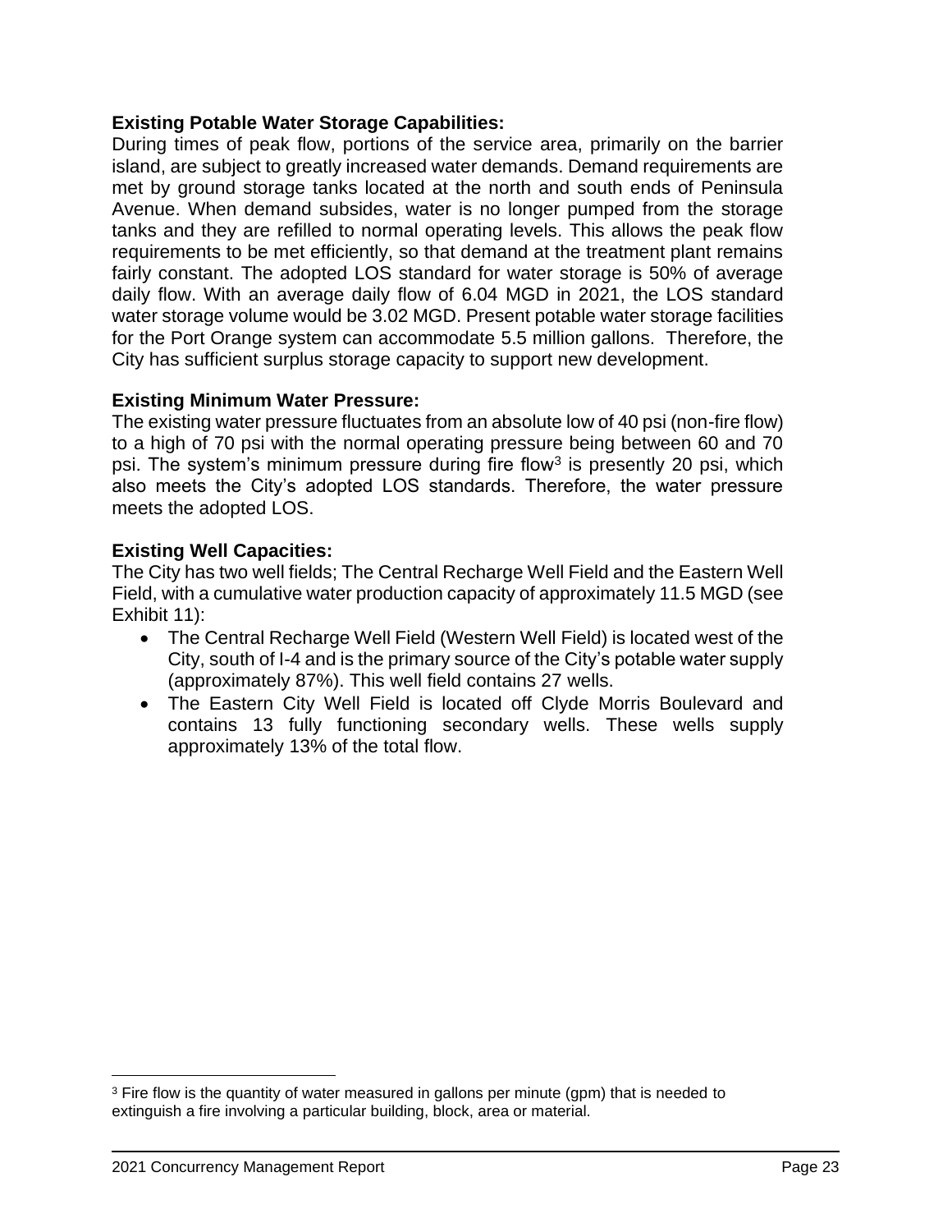**Existing Potable Water Storage Capabilities:**
During times of peak flow, portions of the service area, primarily on the barrier island, are subject to greatly increased water demands. Demand requirements are met by ground storage tanks located at the north and south ends of Peninsula Avenue. When demand subsides, water is no longer pumped from the storage tanks and they are refilled to normal operating levels. This allows the peak flow requirements to be met efficiently, so that demand at the treatment plant remains fairly constant. The adopted LOS standard for water storage is 50% of average daily flow. With an average daily flow of 6.04 MGD in 2021, the LOS standard water storage volume would be 3.02 MGD. Present potable water storage facilities for the Port Orange system can accommodate 5.5 million gallons. Therefore, the City has sufficient surplus storage capacity to support new development.

**Existing Minimum Water Pressure:**
The existing water pressure fluctuates from an absolute low of 40 psi (non-fire flow) to a high of 70 psi with the normal operating pressure being between 60 and 70 psi. The system's minimum pressure during fire flow[3] is presently 20 psi, which also meets the City's adopted LOS standards. Therefore, the water pressure meets the adopted LOS.

**Existing Well Capacities:**
The City has two well fields; The Central Recharge Well Field and the Eastern Well Field, with a cumulative water production capacity of approximately 11.5 MGD (see Exhibit 11):

- The Central Recharge Well Field (Western Well Field) is located west of the City, south of I-4 and is the primary source of the City's potable water supply (approximately 87%). This well field contains 27 wells.
- The Eastern City Well Field is located off Clyde Morris Boulevard and contains 13 fully functioning secondary wells. These wells supply approximately 13% of the total flow.

---

[3] Fire flow is the quantity of water measured in gallons per minute (gpm) that is needed to extinguish a fire involving a particular building, block, area or material.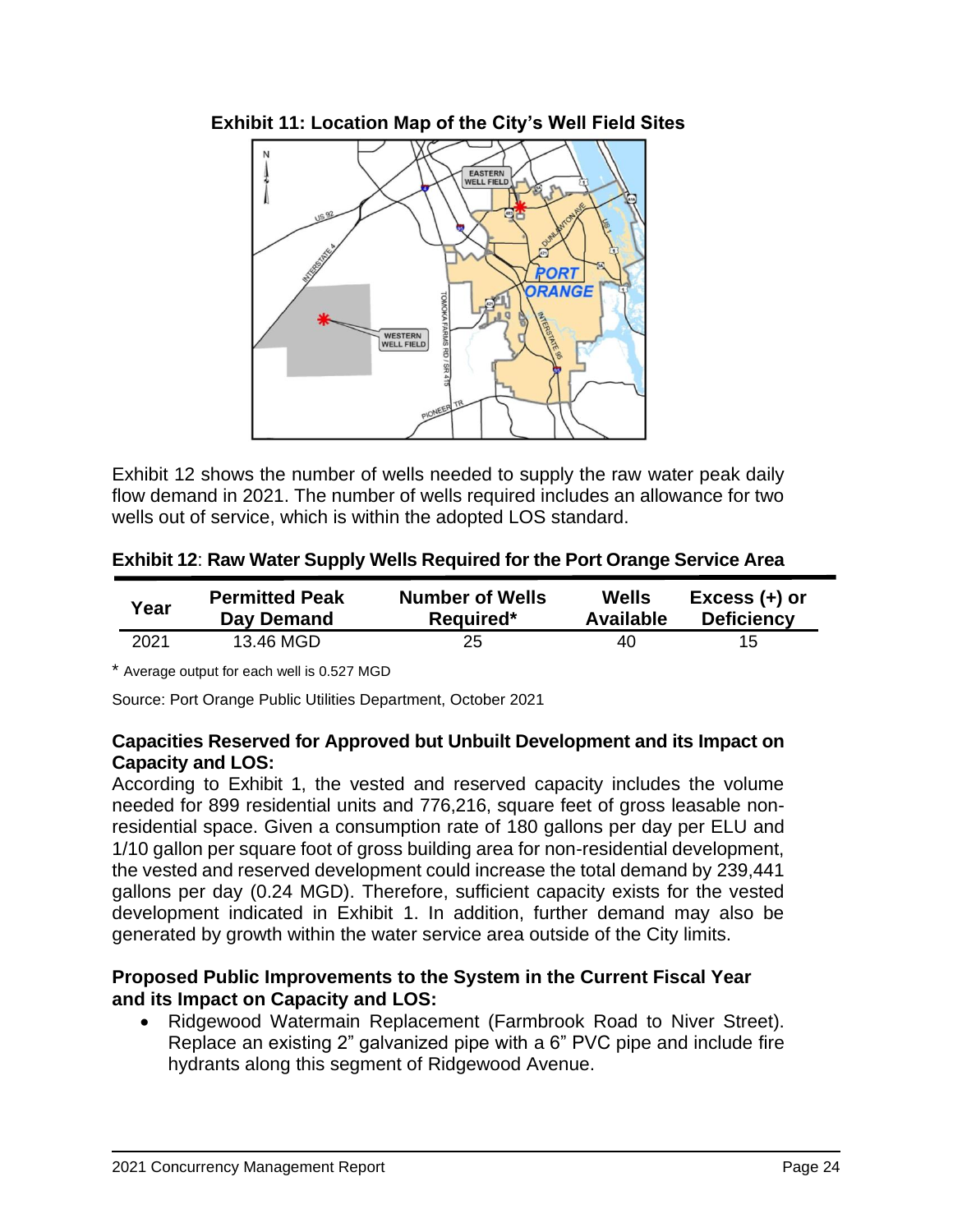**Exhibit 11: Location Map of the City's Well Field Sites**

Exhibit 12 shows the number of wells needed to supply the raw water peak daily flow demand in 2021. The number of wells required includes an allowance for two wells out of service, which is within the adopted LOS standard.

**Exhibit 12**: **Raw Water Supply Wells Required for the Port Orange Service Area**

| Year | Permitted Peak Day Demand | Number of Wells Required* | Wells Available | Excess (+) or Deficiency |
|---|---|---|---|---|
| 2021 | 13.46 MGD | 25 | 40 | 15 |

\* Average output for each well is 0.527 MGD

Source: Port Orange Public Utilities Department, October 2021

**Capacities Reserved for Approved but Unbuilt Development and its Impact on Capacity and LOS:**

According to Exhibit 1, the vested and reserved capacity includes the volume needed for 899 residential units and 776,216, square feet of gross leasable non-residential space. Given a consumption rate of 180 gallons per day per ELU and 1/10 gallon per square foot of gross building area for non-residential development, the vested and reserved development could increase the total demand by 239,441 gallons per day (0.24 MGD). Therefore, sufficient capacity exists for the vested development indicated in Exhibit 1. In addition, further demand may also be generated by growth within the water service area outside of the City limits.

**Proposed Public Improvements to the System in the Current Fiscal Year and its Impact on Capacity and LOS:**

- Ridgewood Watermain Replacement (Farmbrook Road to Niver Street). Replace an existing 2" galvanized pipe with a 6" PVC pipe and include fire hydrants along this segment of Ridgewood Avenue.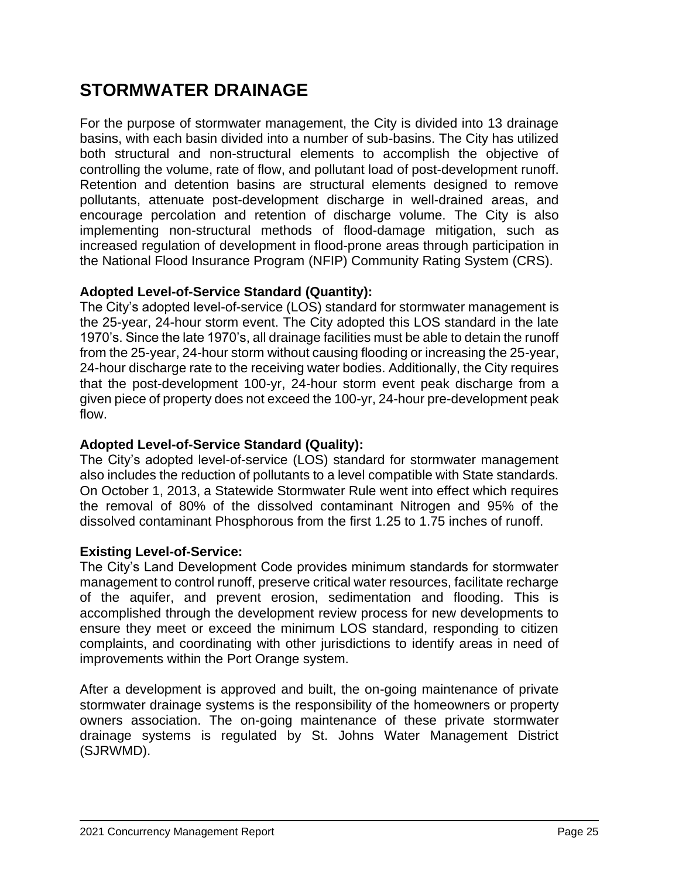# STORMWATER DRAINAGE

For the purpose of stormwater management, the City is divided into 13 drainage basins, with each basin divided into a number of sub-basins. The City has utilized both structural and non-structural elements to accomplish the objective of controlling the volume, rate of flow, and pollutant load of post-development runoff. Retention and detention basins are structural elements designed to remove pollutants, attenuate post-development discharge in well-drained areas, and encourage percolation and retention of discharge volume. The City is also implementing non-structural methods of flood-damage mitigation, such as increased regulation of development in flood-prone areas through participation in the National Flood Insurance Program (NFIP) Community Rating System (CRS).

**Adopted Level-of-Service Standard (Quantity):**
The City's adopted level-of-service (LOS) standard for stormwater management is the 25-year, 24-hour storm event. The City adopted this LOS standard in the late 1970's. Since the late 1970's, all drainage facilities must be able to detain the runoff from the 25-year, 24-hour storm without causing flooding or increasing the 25-year, 24-hour discharge rate to the receiving water bodies. Additionally, the City requires that the post-development 100-yr, 24-hour storm event peak discharge from a given piece of property does not exceed the 100-yr, 24-hour pre-development peak flow.

**Adopted Level-of-Service Standard (Quality):**
The City's adopted level-of-service (LOS) standard for stormwater management also includes the reduction of pollutants to a level compatible with State standards. On October 1, 2013, a Statewide Stormwater Rule went into effect which requires the removal of 80% of the dissolved contaminant Nitrogen and 95% of the dissolved contaminant Phosphorous from the first 1.25 to 1.75 inches of runoff.

**Existing Level-of-Service:**
The City's Land Development Code provides minimum standards for stormwater management to control runoff, preserve critical water resources, facilitate recharge of the aquifer, and prevent erosion, sedimentation and flooding. This is accomplished through the development review process for new developments to ensure they meet or exceed the minimum LOS standard, responding to citizen complaints, and coordinating with other jurisdictions to identify areas in need of improvements within the Port Orange system.

After a development is approved and built, the on-going maintenance of private stormwater drainage systems is the responsibility of the homeowners or property owners association. The on-going maintenance of these private stormwater drainage systems is regulated by St. Johns Water Management District (SJRWMD).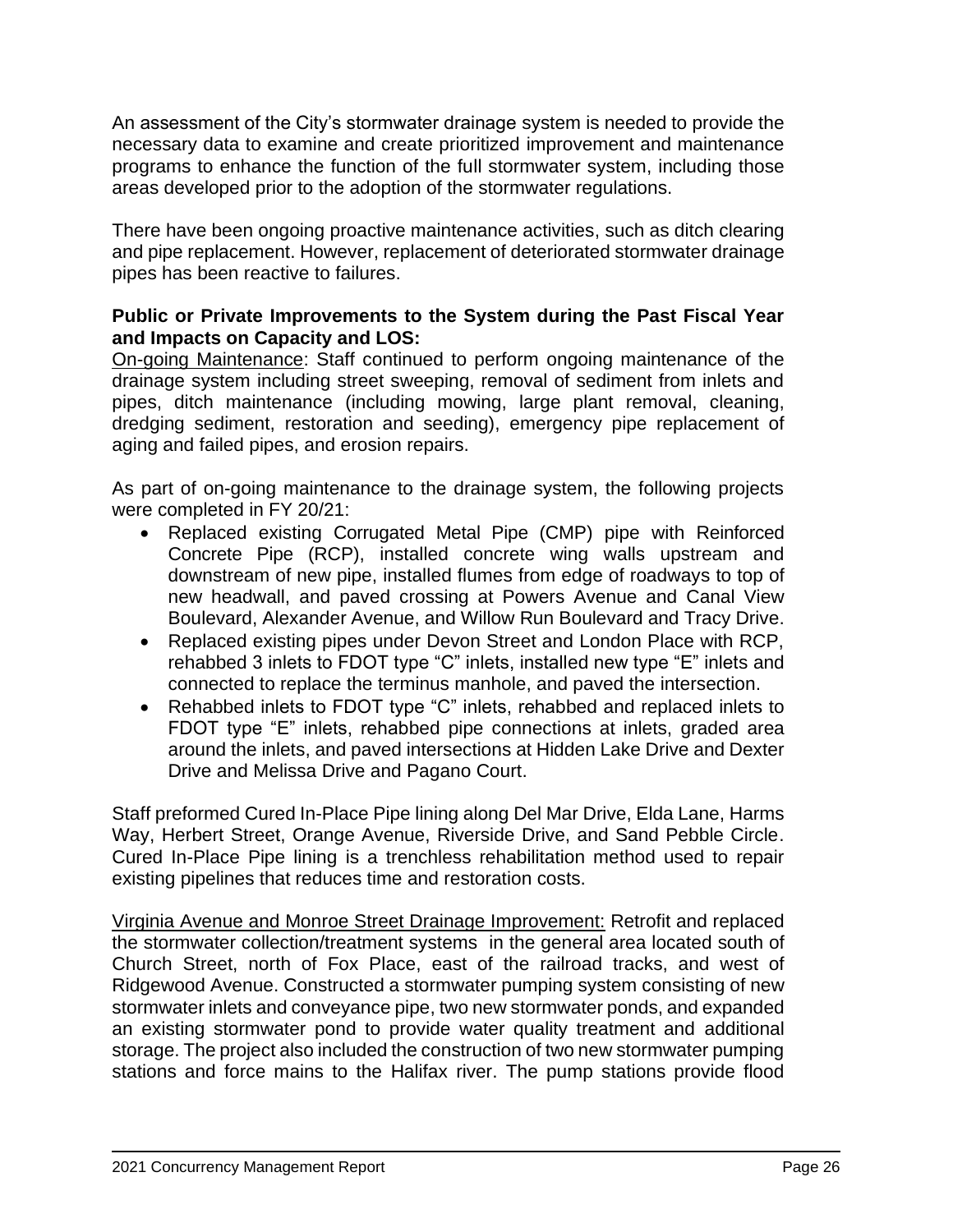An assessment of the City's stormwater drainage system is needed to provide the necessary data to examine and create prioritized improvement and maintenance programs to enhance the function of the full stormwater system, including those areas developed prior to the adoption of the stormwater regulations.

There have been ongoing proactive maintenance activities, such as ditch clearing and pipe replacement. However, replacement of deteriorated stormwater drainage pipes has been reactive to failures.

**Public or Private Improvements to the System during the Past Fiscal Year and Impacts on Capacity and LOS:**

<u>On-going Maintenance</u>: Staff continued to perform ongoing maintenance of the drainage system including street sweeping, removal of sediment from inlets and pipes, ditch maintenance (including mowing, large plant removal, cleaning, dredging sediment, restoration and seeding), emergency pipe replacement of aging and failed pipes, and erosion repairs.

As part of on-going maintenance to the drainage system, the following projects were completed in FY 20/21:

- Replaced existing Corrugated Metal Pipe (CMP) pipe with Reinforced Concrete Pipe (RCP), installed concrete wing walls upstream and downstream of new pipe, installed flumes from edge of roadways to top of new headwall, and paved crossing at Powers Avenue and Canal View Boulevard, Alexander Avenue, and Willow Run Boulevard and Tracy Drive.
- Replaced existing pipes under Devon Street and London Place with RCP, rehabbed 3 inlets to FDOT type "C" inlets, installed new type "E" inlets and connected to replace the terminus manhole, and paved the intersection.
- Rehabbed inlets to FDOT type "C" inlets, rehabbed and replaced inlets to FDOT type "E" inlets, rehabbed pipe connections at inlets, graded area around the inlets, and paved intersections at Hidden Lake Drive and Dexter Drive and Melissa Drive and Pagano Court.

Staff preformed Cured In-Place Pipe lining along Del Mar Drive, Elda Lane, Harms Way, Herbert Street, Orange Avenue, Riverside Drive, and Sand Pebble Circle. Cured In-Place Pipe lining is a trenchless rehabilitation method used to repair existing pipelines that reduces time and restoration costs.

<u>Virginia Avenue and Monroe Street Drainage Improvement:</u> Retrofit and replaced the stormwater collection/treatment systems in the general area located south of Church Street, north of Fox Place, east of the railroad tracks, and west of Ridgewood Avenue. Constructed a stormwater pumping system consisting of new stormwater inlets and conveyance pipe, two new stormwater ponds, and expanded an existing stormwater pond to provide water quality treatment and additional storage. The project also included the construction of two new stormwater pumping stations and force mains to the Halifax river. The pump stations provide flood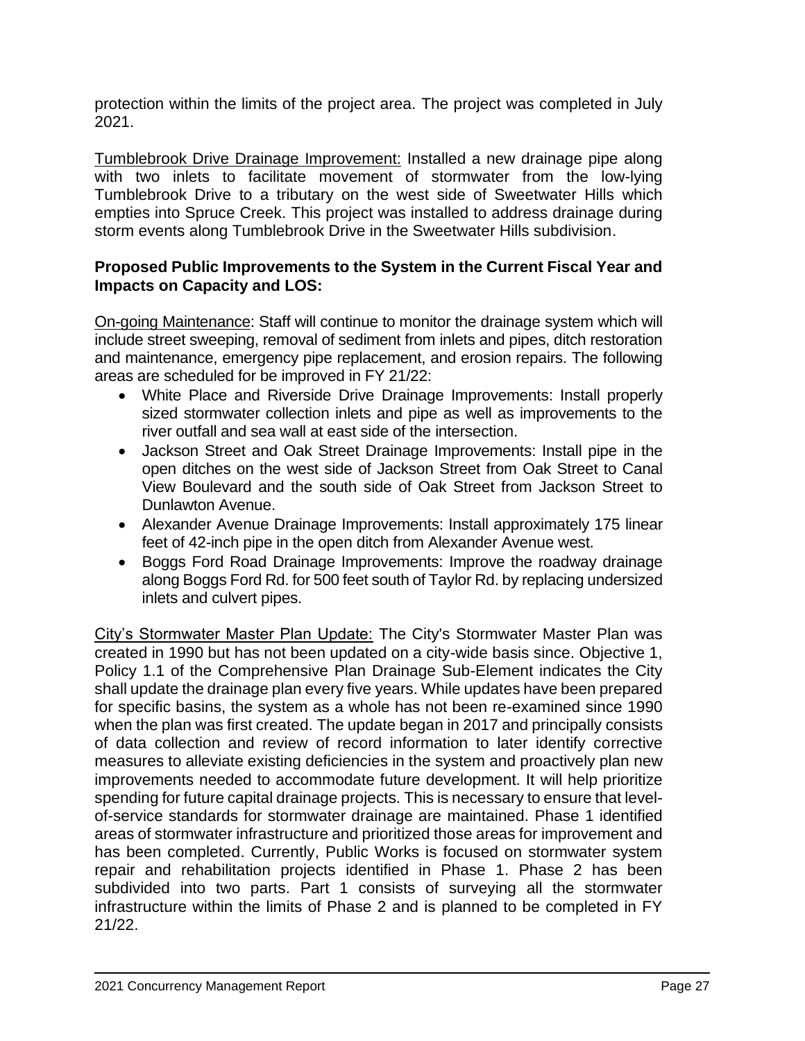protection within the limits of the project area. The project was completed in July 2021.

<u>Tumblebrook Drive Drainage Improvement:</u> Installed a new drainage pipe along with two inlets to facilitate movement of stormwater from the low-lying Tumblebrook Drive to a tributary on the west side of Sweetwater Hills which empties into Spruce Creek. This project was installed to address drainage during storm events along Tumblebrook Drive in the Sweetwater Hills subdivision.

**Proposed Public Improvements to the System in the Current Fiscal Year and Impacts on Capacity and LOS:**

<u>On-going Maintenance</u>: Staff will continue to monitor the drainage system which will include street sweeping, removal of sediment from inlets and pipes, ditch restoration and maintenance, emergency pipe replacement, and erosion repairs. The following areas are scheduled for be improved in FY 21/22:

- White Place and Riverside Drive Drainage Improvements: Install properly sized stormwater collection inlets and pipe as well as improvements to the river outfall and sea wall at east side of the intersection.
- Jackson Street and Oak Street Drainage Improvements: Install pipe in the open ditches on the west side of Jackson Street from Oak Street to Canal View Boulevard and the south side of Oak Street from Jackson Street to Dunlawton Avenue.
- Alexander Avenue Drainage Improvements: Install approximately 175 linear feet of 42-inch pipe in the open ditch from Alexander Avenue west.
- Boggs Ford Road Drainage Improvements: Improve the roadway drainage along Boggs Ford Rd. for 500 feet south of Taylor Rd. by replacing undersized inlets and culvert pipes.

<u>City's Stormwater Master Plan Update:</u> The City's Stormwater Master Plan was created in 1990 but has not been updated on a city-wide basis since. Objective 1, Policy 1.1 of the Comprehensive Plan Drainage Sub-Element indicates the City shall update the drainage plan every five years. While updates have been prepared for specific basins, the system as a whole has not been re-examined since 1990 when the plan was first created. The update began in 2017 and principally consists of data collection and review of record information to later identify corrective measures to alleviate existing deficiencies in the system and proactively plan new improvements needed to accommodate future development. It will help prioritize spending for future capital drainage projects. This is necessary to ensure that level-of-service standards for stormwater drainage are maintained. Phase 1 identified areas of stormwater infrastructure and prioritized those areas for improvement and has been completed. Currently, Public Works is focused on stormwater system repair and rehabilitation projects identified in Phase 1. Phase 2 has been subdivided into two parts. Part 1 consists of surveying all the stormwater infrastructure within the limits of Phase 2 and is planned to be completed in FY 21/22.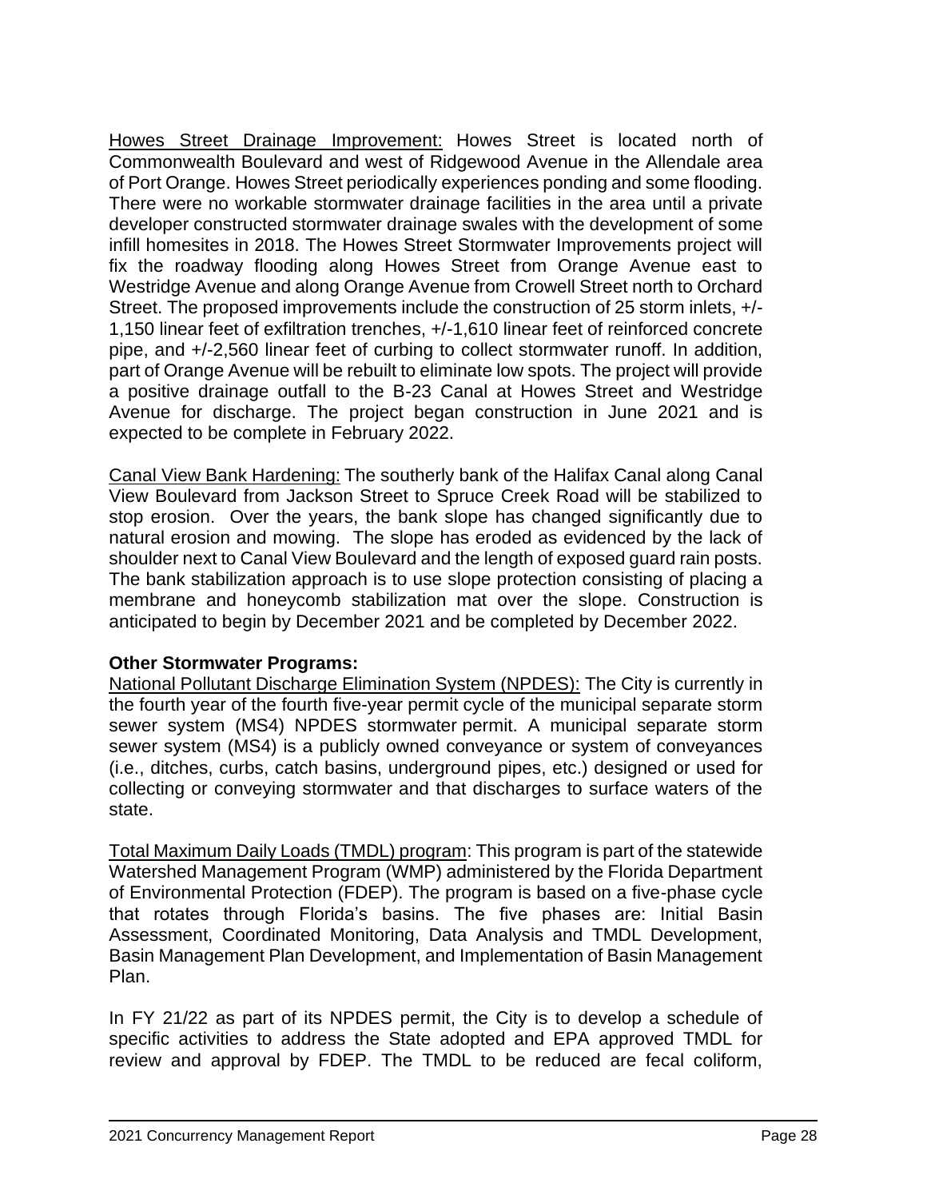Howes Street Drainage Improvement: Howes Street is located north of Commonwealth Boulevard and west of Ridgewood Avenue in the Allendale area of Port Orange. Howes Street periodically experiences ponding and some flooding. There were no workable stormwater drainage facilities in the area until a private developer constructed stormwater drainage swales with the development of some infill homesites in 2018. The Howes Street Stormwater Improvements project will fix the roadway flooding along Howes Street from Orange Avenue east to Westridge Avenue and along Orange Avenue from Crowell Street north to Orchard Street. The proposed improvements include the construction of 25 storm inlets, +/-1,150 linear feet of exfiltration trenches, +/-1,610 linear feet of reinforced concrete pipe, and +/-2,560 linear feet of curbing to collect stormwater runoff. In addition, part of Orange Avenue will be rebuilt to eliminate low spots. The project will provide a positive drainage outfall to the B-23 Canal at Howes Street and Westridge Avenue for discharge. The project began construction in June 2021 and is expected to be complete in February 2022.

Canal View Bank Hardening: The southerly bank of the Halifax Canal along Canal View Boulevard from Jackson Street to Spruce Creek Road will be stabilized to stop erosion. Over the years, the bank slope has changed significantly due to natural erosion and mowing. The slope has eroded as evidenced by the lack of shoulder next to Canal View Boulevard and the length of exposed guard rain posts. The bank stabilization approach is to use slope protection consisting of placing a membrane and honeycomb stabilization mat over the slope. Construction is anticipated to begin by December 2021 and be completed by December 2022.

**Other Stormwater Programs:**

National Pollutant Discharge Elimination System (NPDES): The City is currently in the fourth year of the fourth five-year permit cycle of the municipal separate storm sewer system (MS4) NPDES stormwater permit. A municipal separate storm sewer system (MS4) is a publicly owned conveyance or system of conveyances (i.e., ditches, curbs, catch basins, underground pipes, etc.) designed or used for collecting or conveying stormwater and that discharges to surface waters of the state.

Total Maximum Daily Loads (TMDL) program: This program is part of the statewide Watershed Management Program (WMP) administered by the Florida Department of Environmental Protection (FDEP). The program is based on a five-phase cycle that rotates through Florida's basins. The five phases are: Initial Basin Assessment, Coordinated Monitoring, Data Analysis and TMDL Development, Basin Management Plan Development, and Implementation of Basin Management Plan.

In FY 21/22 as part of its NPDES permit, the City is to develop a schedule of specific activities to address the State adopted and EPA approved TMDL for review and approval by FDEP. The TMDL to be reduced are fecal coliform,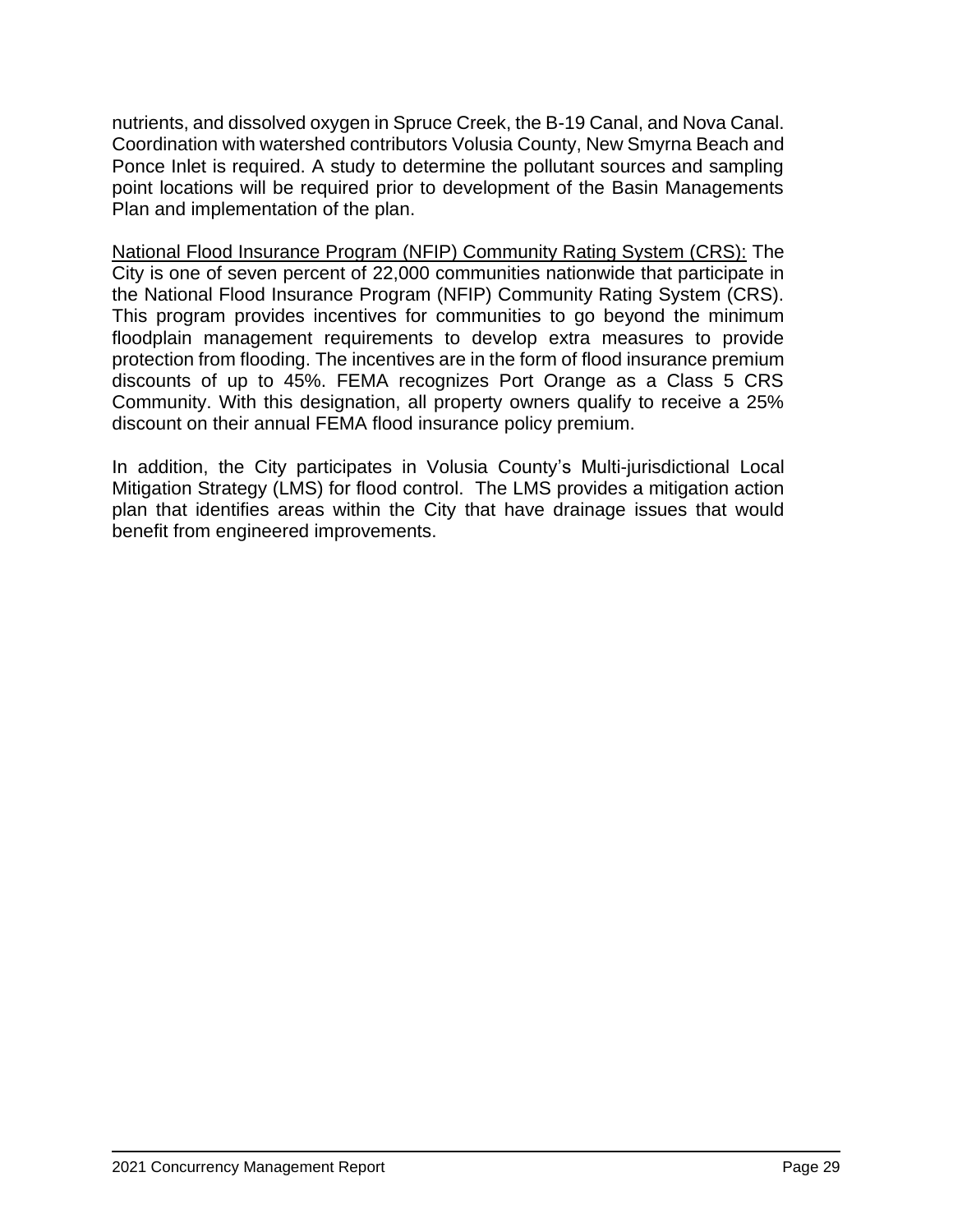nutrients, and dissolved oxygen in Spruce Creek, the B-19 Canal, and Nova Canal. Coordination with watershed contributors Volusia County, New Smyrna Beach and Ponce Inlet is required. A study to determine the pollutant sources and sampling point locations will be required prior to development of the Basin Managements Plan and implementation of the plan.

<u>National Flood Insurance Program (NFIP) Community Rating System (CRS):</u> The City is one of seven percent of 22,000 communities nationwide that participate in the National Flood Insurance Program (NFIP) Community Rating System (CRS). This program provides incentives for communities to go beyond the minimum floodplain management requirements to develop extra measures to provide protection from flooding. The incentives are in the form of flood insurance premium discounts of up to 45%. FEMA recognizes Port Orange as a Class 5 CRS Community. With this designation, all property owners qualify to receive a 25% discount on their annual FEMA flood insurance policy premium.

In addition, the City participates in Volusia County's Multi-jurisdictional Local Mitigation Strategy (LMS) for flood control. The LMS provides a mitigation action plan that identifies areas within the City that have drainage issues that would benefit from engineered improvements.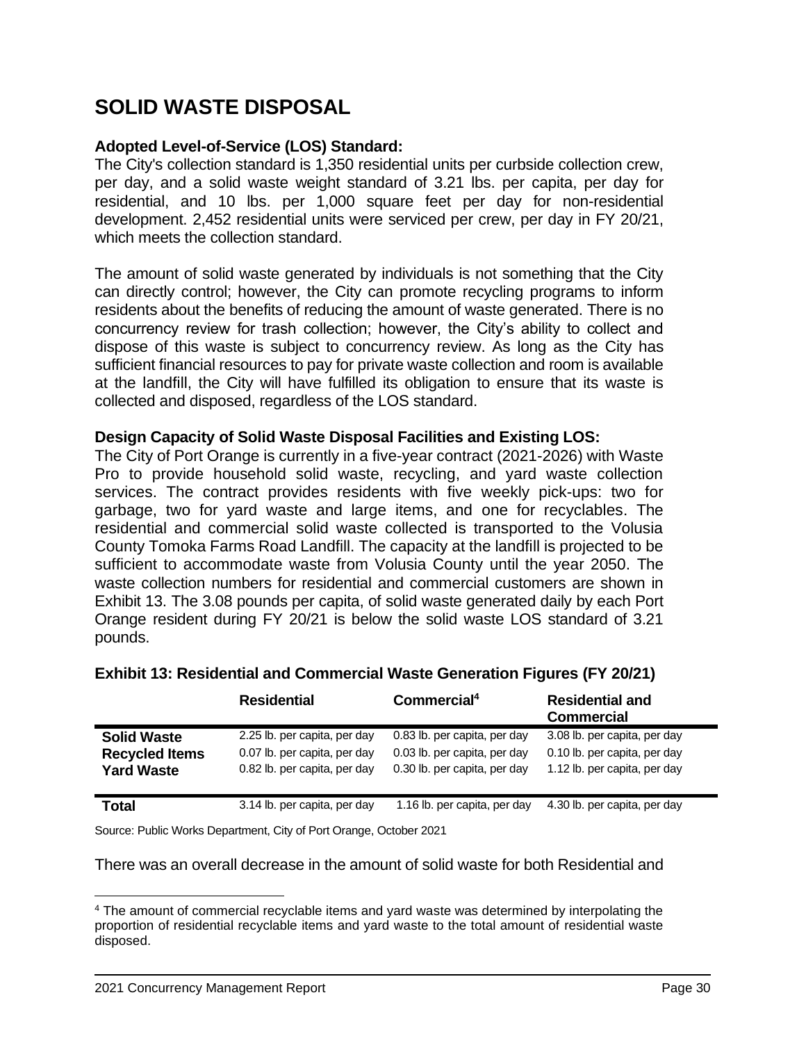# SOLID WASTE DISPOSAL

**Adopted Level-of-Service (LOS) Standard:**
The City's collection standard is 1,350 residential units per curbside collection crew, per day, and a solid waste weight standard of 3.21 lbs. per capita, per day for residential, and 10 lbs. per 1,000 square feet per day for non-residential development. 2,452 residential units were serviced per crew, per day in FY 20/21, which meets the collection standard.

The amount of solid waste generated by individuals is not something that the City can directly control; however, the City can promote recycling programs to inform residents about the benefits of reducing the amount of waste generated. There is no concurrency review for trash collection; however, the City's ability to collect and dispose of this waste is subject to concurrency review. As long as the City has sufficient financial resources to pay for private waste collection and room is available at the landfill, the City will have fulfilled its obligation to ensure that its waste is collected and disposed, regardless of the LOS standard.

**Design Capacity of Solid Waste Disposal Facilities and Existing LOS:**
The City of Port Orange is currently in a five-year contract (2021-2026) with Waste Pro to provide household solid waste, recycling, and yard waste collection services. The contract provides residents with five weekly pick-ups: two for garbage, two for yard waste and large items, and one for recyclables. The residential and commercial solid waste collected is transported to the Volusia County Tomoka Farms Road Landfill. The capacity at the landfill is projected to be sufficient to accommodate waste from Volusia County until the year 2050. The waste collection numbers for residential and commercial customers are shown in Exhibit 13. The 3.08 pounds per capita, of solid waste generated daily by each Port Orange resident during FY 20/21 is below the solid waste LOS standard of 3.21 pounds.

**Exhibit 13: Residential and Commercial Waste Generation Figures (FY 20/21)**

| | Residential | Commercial[4] | Residential and Commercial |
|---|---|---|---|
| **Solid Waste** | 2.25 lb. per capita, per day | 0.83 lb. per capita, per day | 3.08 lb. per capita, per day |
| **Recycled Items** | 0.07 lb. per capita, per day | 0.03 lb. per capita, per day | 0.10 lb. per capita, per day |
| **Yard Waste** | 0.82 lb. per capita, per day | 0.30 lb. per capita, per day | 1.12 lb. per capita, per day |
| **Total** | 3.14 lb. per capita, per day | 1.16 lb. per capita, per day | 4.30 lb. per capita, per day |

Source: Public Works Department, City of Port Orange, October 2021

There was an overall decrease in the amount of solid waste for both Residential and

[4] The amount of commercial recyclable items and yard waste was determined by interpolating the proportion of residential recyclable items and yard waste to the total amount of residential waste disposed.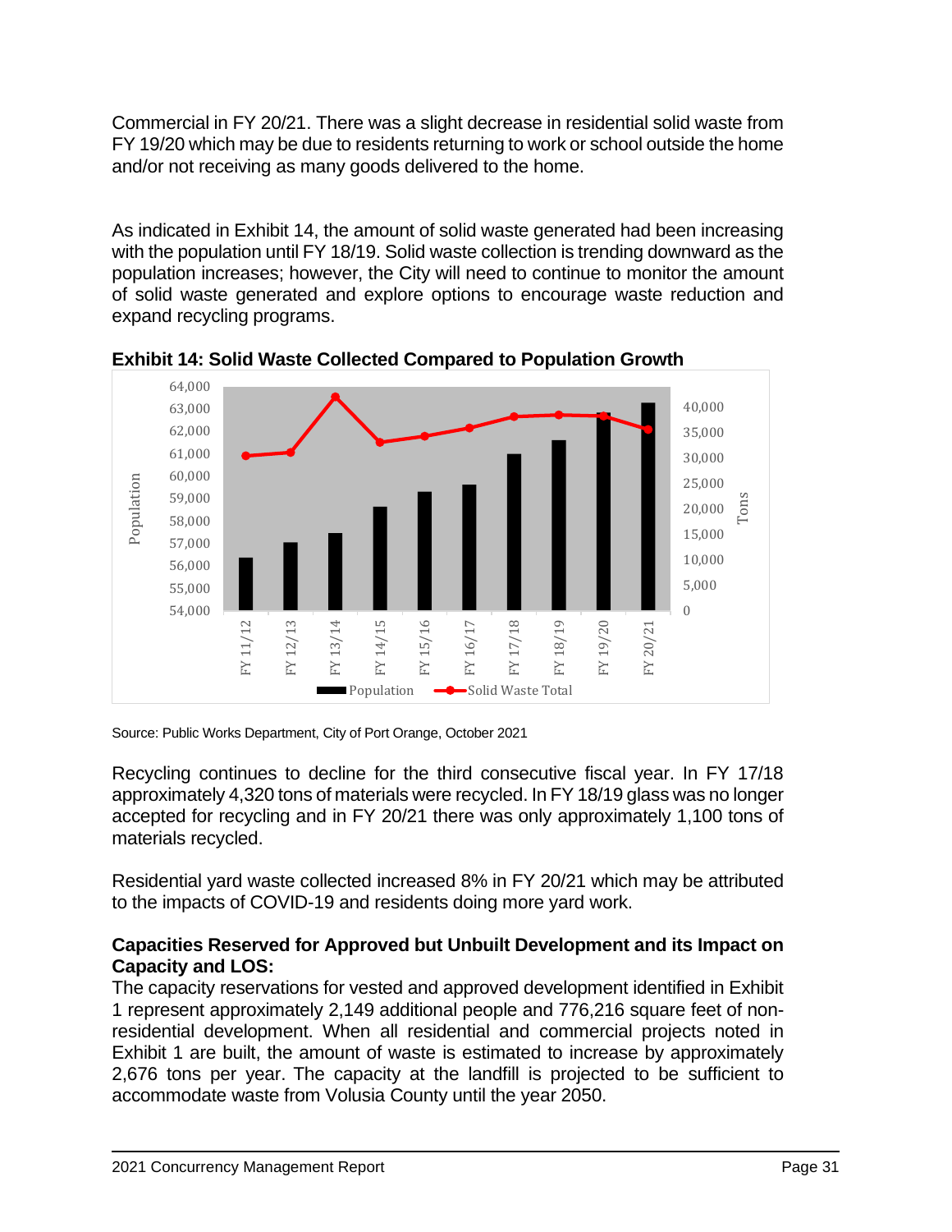Commercial in FY 20/21. There was a slight decrease in residential solid waste from FY 19/20 which may be due to residents returning to work or school outside the home and/or not receiving as many goods delivered to the home.

As indicated in Exhibit 14, the amount of solid waste generated had been increasing with the population until FY 18/19. Solid waste collection is trending downward as the population increases; however, the City will need to continue to monitor the amount of solid waste generated and explore options to encourage waste reduction and expand recycling programs.

**Exhibit 14: Solid Waste Collected Compared to Population Growth**

Source: Public Works Department, City of Port Orange, October 2021

Recycling continues to decline for the third consecutive fiscal year. In FY 17/18 approximately 4,320 tons of materials were recycled. In FY 18/19 glass was no longer accepted for recycling and in FY 20/21 there was only approximately 1,100 tons of materials recycled.

Residential yard waste collected increased 8% in FY 20/21 which may be attributed to the impacts of COVID-19 and residents doing more yard work.

**Capacities Reserved for Approved but Unbuilt Development and its Impact on Capacity and LOS:**

The capacity reservations for vested and approved development identified in Exhibit 1 represent approximately 2,149 additional people and 776,216 square feet of non-residential development. When all residential and commercial projects noted in Exhibit 1 are built, the amount of waste is estimated to increase by approximately 2,676 tons per year. The capacity at the landfill is projected to be sufficient to accommodate waste from Volusia County until the year 2050.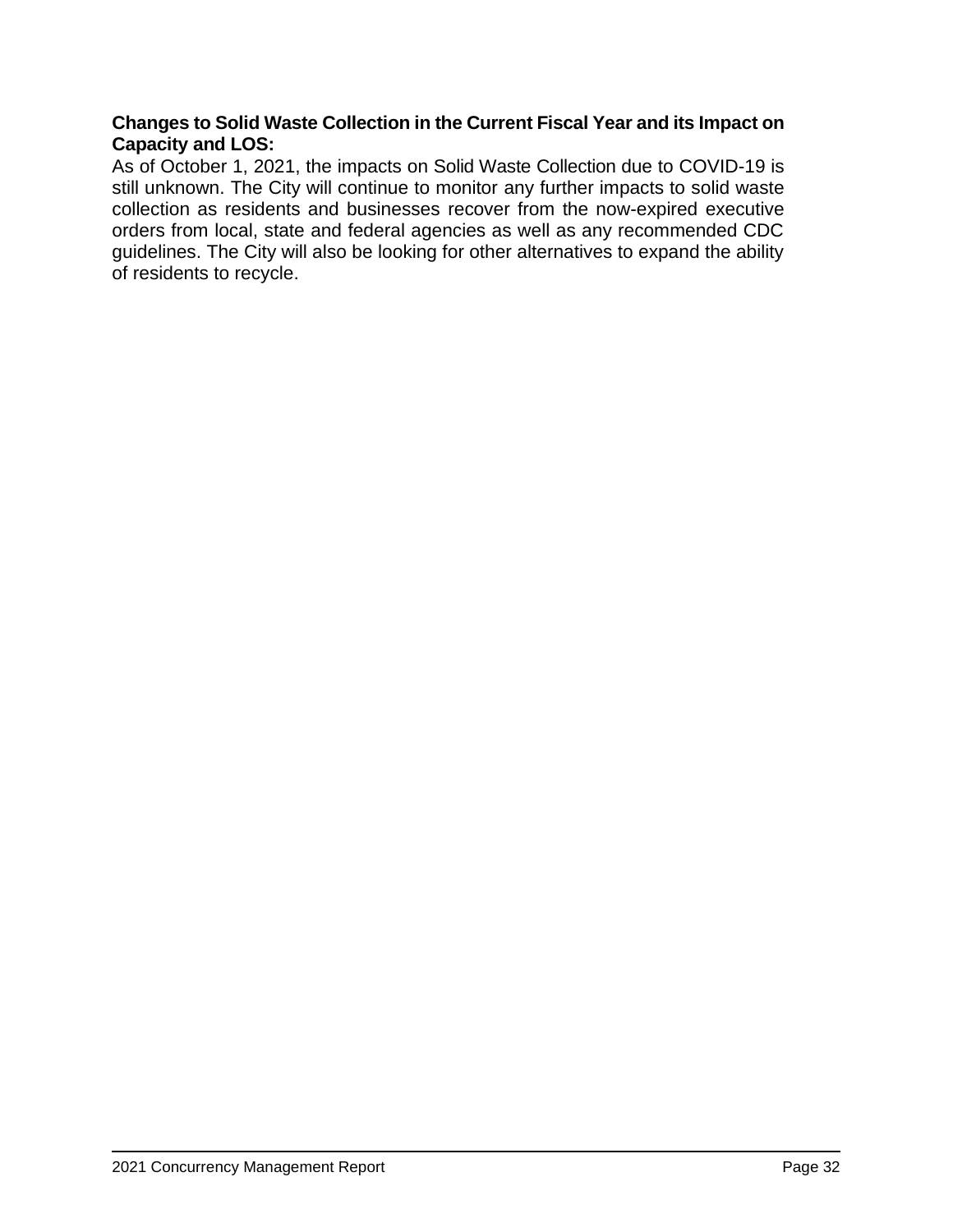**Changes to Solid Waste Collection in the Current Fiscal Year and its Impact on Capacity and LOS:**

As of October 1, 2021, the impacts on Solid Waste Collection due to COVID-19 is still unknown. The City will continue to monitor any further impacts to solid waste collection as residents and businesses recover from the now-expired executive orders from local, state and federal agencies as well as any recommended CDC guidelines. The City will also be looking for other alternatives to expand the ability of residents to recycle.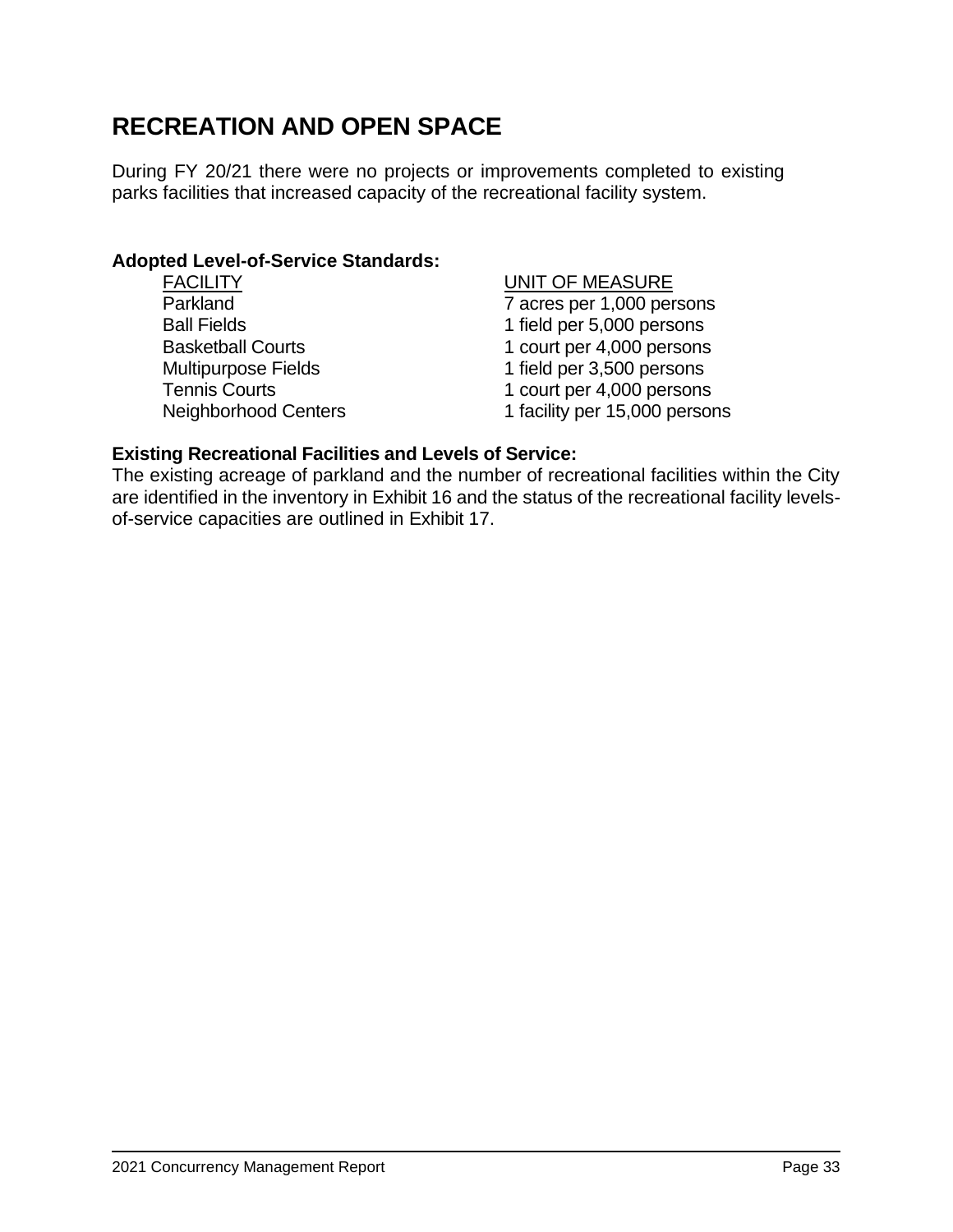# RECREATION AND OPEN SPACE

During FY 20/21 there were no projects or improvements completed to existing parks facilities that increased capacity of the recreational facility system.

**Adopted Level-of-Service Standards:**

| FACILITY | UNIT OF MEASURE |
|---|---|
| Parkland | 7 acres per 1,000 persons |
| Ball Fields | 1 field per 5,000 persons |
| Basketball Courts | 1 court per 4,000 persons |
| Multipurpose Fields | 1 field per 3,500 persons |
| Tennis Courts | 1 court per 4,000 persons |
| Neighborhood Centers | 1 facility per 15,000 persons |

**Existing Recreational Facilities and Levels of Service:**
The existing acreage of parkland and the number of recreational facilities within the City are identified in the inventory in Exhibit 16 and the status of the recreational facility levels-of-service capacities are outlined in Exhibit 17.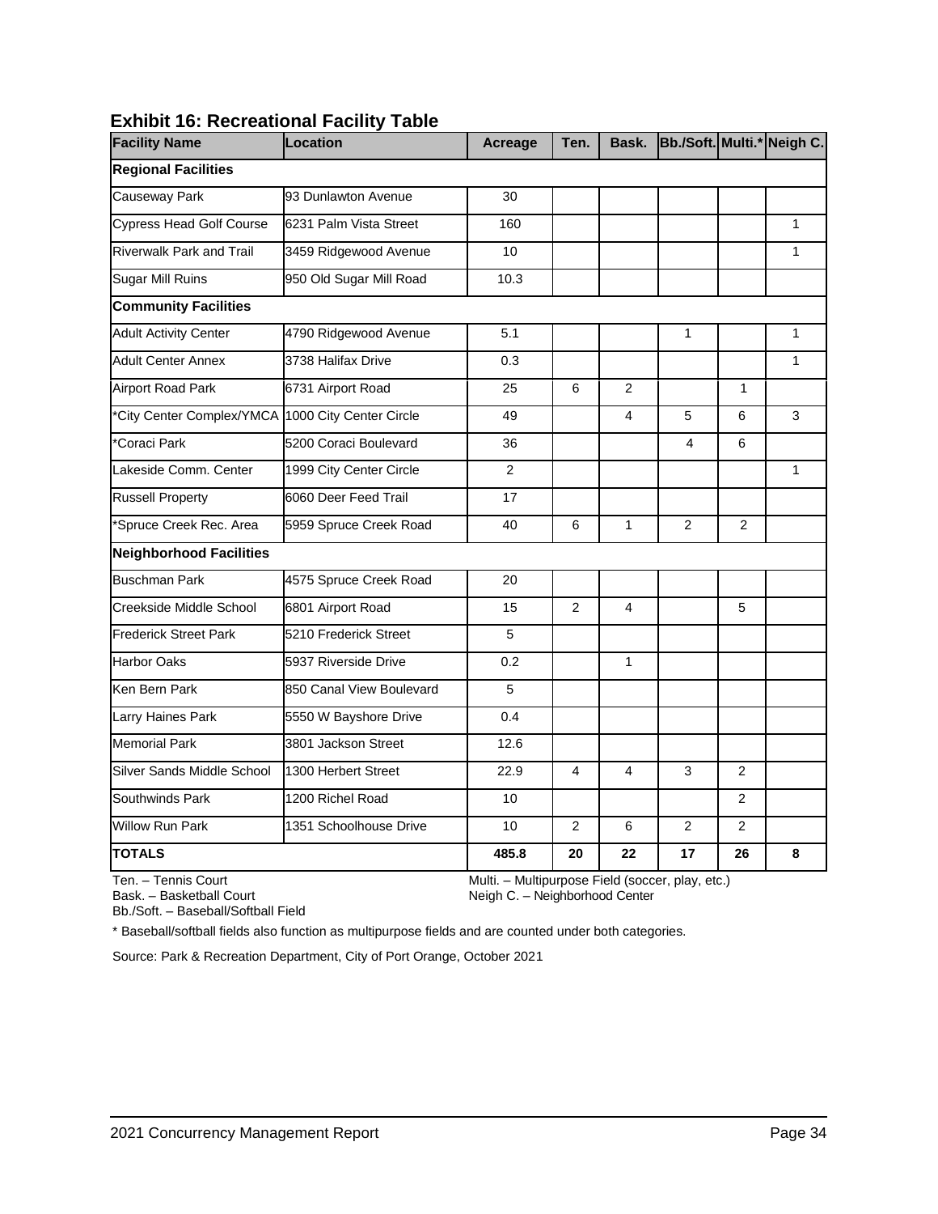## Exhibit 16: Recreational Facility Table

| Facility Name | Location | Acreage | Ten. | Bask. | Bb./Soft. | Multi.* | Neigh C. |
|---|---|---|---|---|---|---|---|
| **Regional Facilities** | | | | | | | |
| Causeway Park | 93 Dunlawton Avenue | 30 | | | | | |
| Cypress Head Golf Course | 6231 Palm Vista Street | 160 | | | | | 1 |
| Riverwalk Park and Trail | 3459 Ridgewood Avenue | 10 | | | | | 1 |
| Sugar Mill Ruins | 950 Old Sugar Mill Road | 10.3 | | | | | |
| **Community Facilities** | | | | | | | |
| Adult Activity Center | 4790 Ridgewood Avenue | 5.1 | | | 1 | | 1 |
| Adult Center Annex | 3738 Halifax Drive | 0.3 | | | | | 1 |
| Airport Road Park | 6731 Airport Road | 25 | 6 | 2 | | 1 | |
| *City Center Complex/YMCA | 1000 City Center Circle | 49 | | 4 | 5 | 6 | 3 |
| *Coraci Park | 5200 Coraci Boulevard | 36 | | | 4 | 6 | |
| Lakeside Comm. Center | 1999 City Center Circle | 2 | | | | | 1 |
| Russell Property | 6060 Deer Feed Trail | 17 | | | | | |
| *Spruce Creek Rec. Area | 5959 Spruce Creek Road | 40 | 6 | 1 | 2 | 2 | |
| **Neighborhood Facilities** | | | | | | | |
| Buschman Park | 4575 Spruce Creek Road | 20 | | | | | |
| Creekside Middle School | 6801 Airport Road | 15 | 2 | 4 | | 5 | |
| Frederick Street Park | 5210 Frederick Street | 5 | | | | | |
| Harbor Oaks | 5937 Riverside Drive | 0.2 | | 1 | | | |
| Ken Bern Park | 850 Canal View Boulevard | 5 | | | | | |
| Larry Haines Park | 5550 W Bayshore Drive | 0.4 | | | | | |
| Memorial Park | 3801 Jackson Street | 12.6 | | | | | |
| Silver Sands Middle School | 1300 Herbert Street | 22.9 | 4 | 4 | 3 | 2 | |
| Southwinds Park | 1200 Richel Road | 10 | | | | 2 | |
| Willow Run Park | 1351 Schoolhouse Drive | 10 | 2 | 6 | 2 | 2 | |
| **TOTALS** | | **485.8** | **20** | **22** | **17** | **26** | **8** |

Ten. – Tennis Court
Bask. – Basketball Court
Bb./Soft. – Baseball/Softball Field
Multi. – Multipurpose Field (soccer, play, etc.)
Neigh C. – Neighborhood Center

* Baseball/softball fields also function as multipurpose fields and are counted under both categories.

Source: Park & Recreation Department, City of Port Orange, October 2021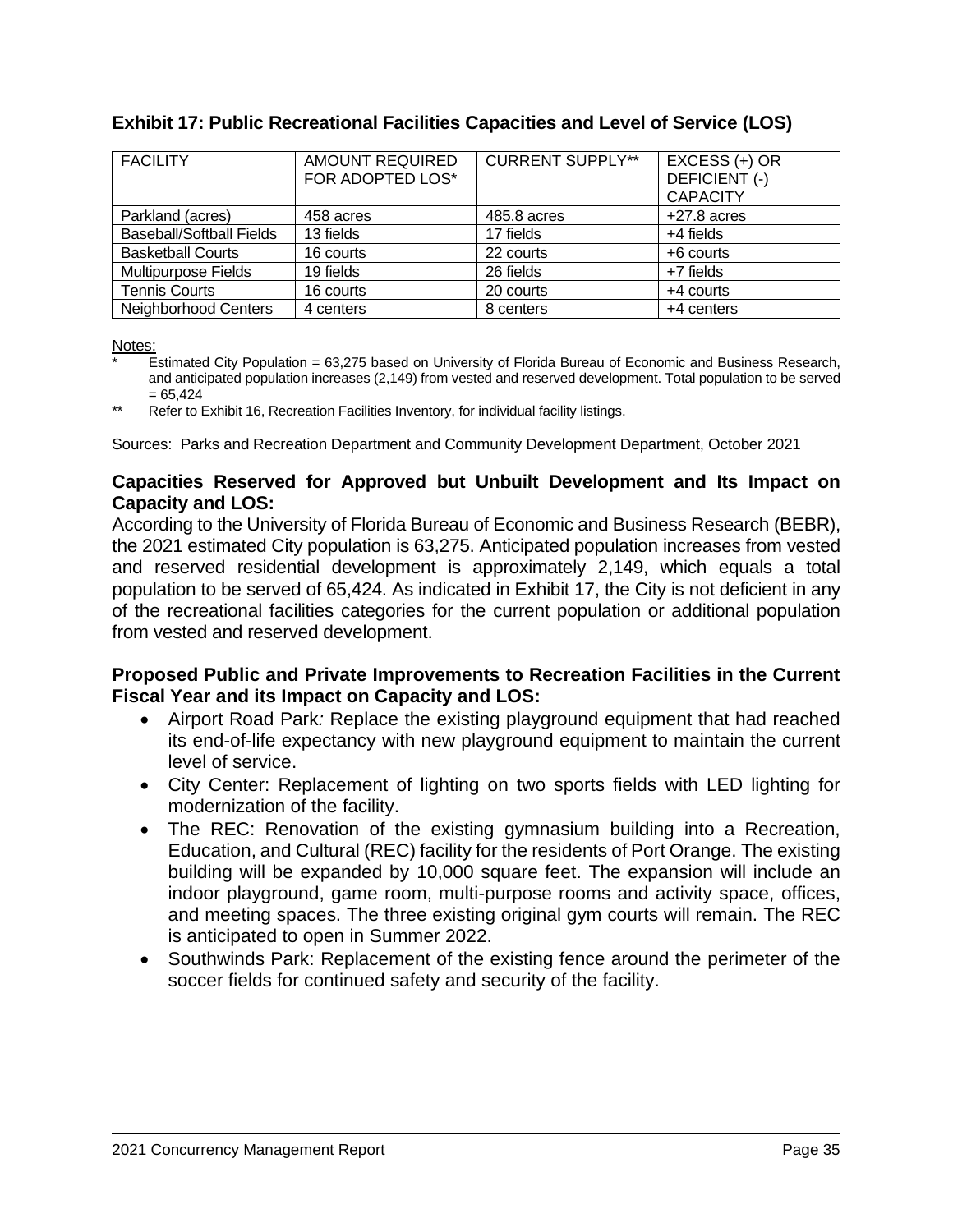### Exhibit 17: Public Recreational Facilities Capacities and Level of Service (LOS)

| FACILITY | AMOUNT REQUIRED FOR ADOPTED LOS* | CURRENT SUPPLY** | EXCESS (+) OR DEFICIENT (-) CAPACITY |
|---|---|---|---|
| Parkland (acres) | 458 acres | 485.8 acres | +27.8 acres |
| Baseball/Softball Fields | 13 fields | 17 fields | +4 fields |
| Basketball Courts | 16 courts | 22 courts | +6 courts |
| Multipurpose Fields | 19 fields | 26 fields | +7 fields |
| Tennis Courts | 16 courts | 20 courts | +4 courts |
| Neighborhood Centers | 4 centers | 8 centers | +4 centers |

Notes:

\* Estimated City Population = 63,275 based on University of Florida Bureau of Economic and Business Research, and anticipated population increases (2,149) from vested and reserved development. Total population to be served = 65,424

\*\* Refer to Exhibit 16, Recreation Facilities Inventory, for individual facility listings.

Sources: Parks and Recreation Department and Community Development Department, October 2021

**Capacities Reserved for Approved but Unbuilt Development and Its Impact on Capacity and LOS:**

According to the University of Florida Bureau of Economic and Business Research (BEBR), the 2021 estimated City population is 63,275. Anticipated population increases from vested and reserved residential development is approximately 2,149, which equals a total population to be served of 65,424. As indicated in Exhibit 17, the City is not deficient in any of the recreational facilities categories for the current population or additional population from vested and reserved development.

**Proposed Public and Private Improvements to Recreation Facilities in the Current Fiscal Year and its Impact on Capacity and LOS:**

- Airport Road Park*:* Replace the existing playground equipment that had reached its end-of-life expectancy with new playground equipment to maintain the current level of service.
- City Center: Replacement of lighting on two sports fields with LED lighting for modernization of the facility.
- The REC: Renovation of the existing gymnasium building into a Recreation, Education, and Cultural (REC) facility for the residents of Port Orange. The existing building will be expanded by 10,000 square feet. The expansion will include an indoor playground, game room, multi-purpose rooms and activity space, offices, and meeting spaces. The three existing original gym courts will remain. The REC is anticipated to open in Summer 2022.
- Southwinds Park: Replacement of the existing fence around the perimeter of the soccer fields for continued safety and security of the facility.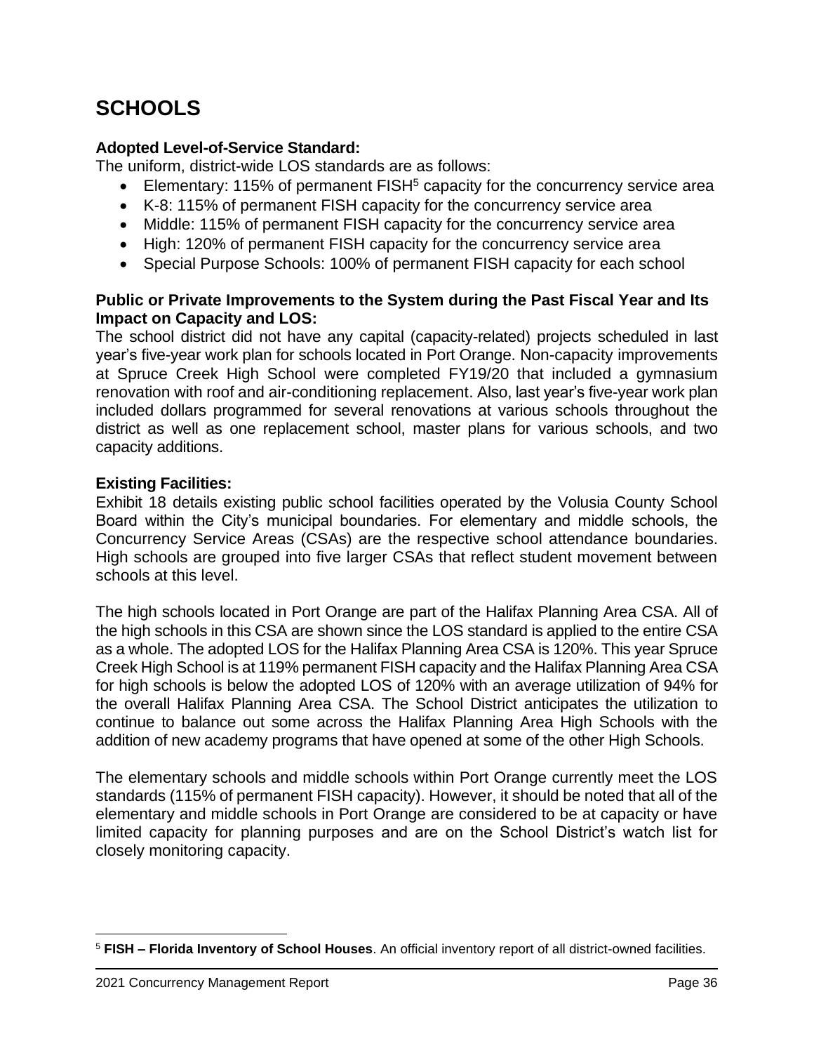# SCHOOLS

**Adopted Level-of-Service Standard:**

The uniform, district-wide LOS standards are as follows:

- Elementary: 115% of permanent FISH[5] capacity for the concurrency service area
- K-8: 115% of permanent FISH capacity for the concurrency service area
- Middle: 115% of permanent FISH capacity for the concurrency service area
- High: 120% of permanent FISH capacity for the concurrency service area
- Special Purpose Schools: 100% of permanent FISH capacity for each school

**Public or Private Improvements to the System during the Past Fiscal Year and Its Impact on Capacity and LOS:**

The school district did not have any capital (capacity-related) projects scheduled in last year's five-year work plan for schools located in Port Orange. Non-capacity improvements at Spruce Creek High School were completed FY19/20 that included a gymnasium renovation with roof and air-conditioning replacement. Also, last year's five-year work plan included dollars programmed for several renovations at various schools throughout the district as well as one replacement school, master plans for various schools, and two capacity additions.

**Existing Facilities:**

Exhibit 18 details existing public school facilities operated by the Volusia County School Board within the City's municipal boundaries. For elementary and middle schools, the Concurrency Service Areas (CSAs) are the respective school attendance boundaries. High schools are grouped into five larger CSAs that reflect student movement between schools at this level.

The high schools located in Port Orange are part of the Halifax Planning Area CSA. All of the high schools in this CSA are shown since the LOS standard is applied to the entire CSA as a whole. The adopted LOS for the Halifax Planning Area CSA is 120%. This year Spruce Creek High School is at 119% permanent FISH capacity and the Halifax Planning Area CSA for high schools is below the adopted LOS of 120% with an average utilization of 94% for the overall Halifax Planning Area CSA. The School District anticipates the utilization to continue to balance out some across the Halifax Planning Area High Schools with the addition of new academy programs that have opened at some of the other High Schools.

The elementary schools and middle schools within Port Orange currently meet the LOS standards (115% of permanent FISH capacity). However, it should be noted that all of the elementary and middle schools in Port Orange are considered to be at capacity or have limited capacity for planning purposes and are on the School District's watch list for closely monitoring capacity.

[5] **FISH – Florida Inventory of School Houses**. An official inventory report of all district-owned facilities.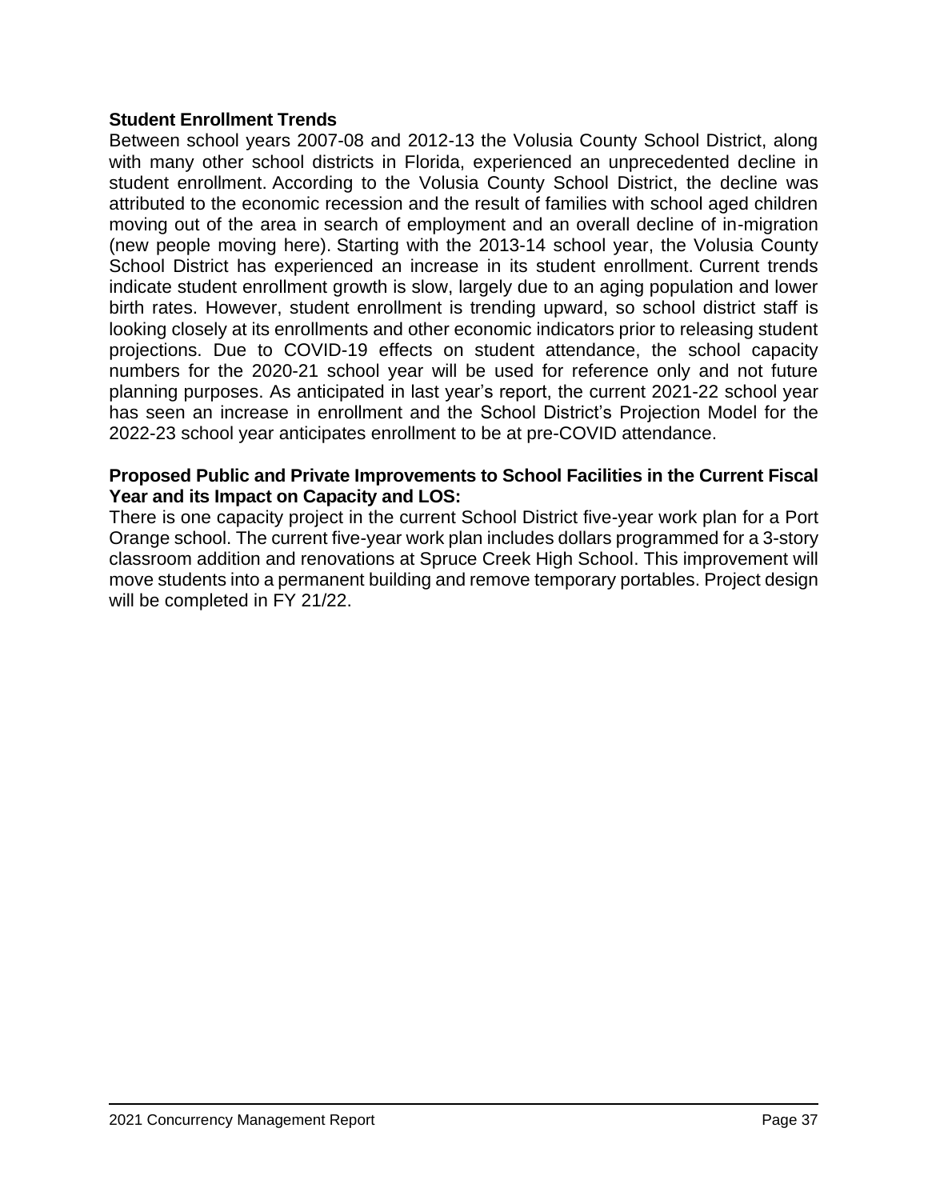**Student Enrollment Trends**

Between school years 2007-08 and 2012-13 the Volusia County School District, along with many other school districts in Florida, experienced an unprecedented decline in student enrollment. According to the Volusia County School District, the decline was attributed to the economic recession and the result of families with school aged children moving out of the area in search of employment and an overall decline of in-migration (new people moving here). Starting with the 2013-14 school year, the Volusia County School District has experienced an increase in its student enrollment. Current trends indicate student enrollment growth is slow, largely due to an aging population and lower birth rates. However, student enrollment is trending upward, so school district staff is looking closely at its enrollments and other economic indicators prior to releasing student projections. Due to COVID-19 effects on student attendance, the school capacity numbers for the 2020-21 school year will be used for reference only and not future planning purposes. As anticipated in last year's report, the current 2021-22 school year has seen an increase in enrollment and the School District's Projection Model for the 2022-23 school year anticipates enrollment to be at pre-COVID attendance.

**Proposed Public and Private Improvements to School Facilities in the Current Fiscal Year and its Impact on Capacity and LOS:**

There is one capacity project in the current School District five-year work plan for a Port Orange school. The current five-year work plan includes dollars programmed for a 3-story classroom addition and renovations at Spruce Creek High School. This improvement will move students into a permanent building and remove temporary portables. Project design will be completed in FY 21/22.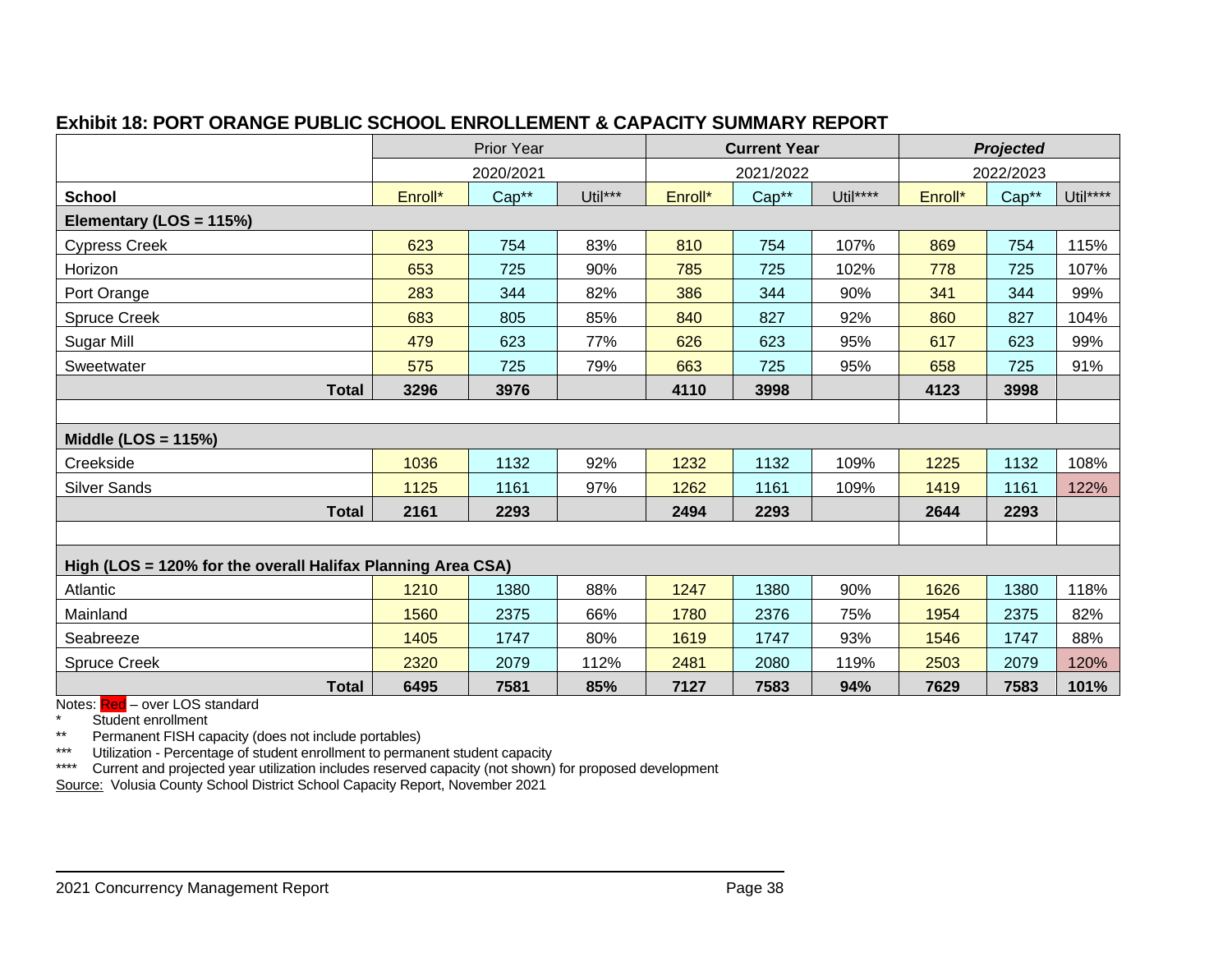## Exhibit 18: PORT ORANGE PUBLIC SCHOOL ENROLLEMENT & CAPACITY SUMMARY REPORT

| | Prior Year | | | **Current Year** | | | ***Projected*** | | |
|---|---|---|---|---|---|---|---|---|---|
| | 2020/2021 | | | 2021/2022 | | | 2022/2023 | | |
| **School** | Enroll* | Cap** | Util*** | Enroll* | Cap** | Util**** | Enroll* | Cap** | Util**** |
| **Elementary (LOS = 115%)** | | | | | | | | | |
| Cypress Creek | 623 | 754 | 83% | 810 | 754 | 107% | 869 | 754 | 115% |
| Horizon | 653 | 725 | 90% | 785 | 725 | 102% | 778 | 725 | 107% |
| Port Orange | 283 | 344 | 82% | 386 | 344 | 90% | 341 | 344 | 99% |
| Spruce Creek | 683 | 805 | 85% | 840 | 827 | 92% | 860 | 827 | 104% |
| Sugar Mill | 479 | 623 | 77% | 626 | 623 | 95% | 617 | 623 | 99% |
| Sweetwater | 575 | 725 | 79% | 663 | 725 | 95% | 658 | 725 | 91% |
| **Total** | **3296** | **3976** | | **4110** | **3998** | | **4123** | **3998** | |
| | | | | | | | | | |
| **Middle (LOS = 115%)** | | | | | | | | | |
| Creekside | 1036 | 1132 | 92% | 1232 | 1132 | 109% | 1225 | 1132 | 108% |
| Silver Sands | 1125 | 1161 | 97% | 1262 | 1161 | 109% | 1419 | 1161 | 122% |
| **Total** | **2161** | **2293** | | **2494** | **2293** | | **2644** | **2293** | |
| | | | | | | | | | |
| **High (LOS = 120% for the overall Halifax Planning Area CSA)** | | | | | | | | | |
| Atlantic | 1210 | 1380 | 88% | 1247 | 1380 | 90% | 1626 | 1380 | 118% |
| Mainland | 1560 | 2375 | 66% | 1780 | 2376 | 75% | 1954 | 2375 | 82% |
| Seabreeze | 1405 | 1747 | 80% | 1619 | 1747 | 93% | 1546 | 1747 | 88% |
| Spruce Creek | 2320 | 2079 | 112% | 2481 | 2080 | 119% | 2503 | 2079 | 120% |
| **Total** | **6495** | **7581** | **85%** | **7127** | **7583** | **94%** | **7629** | **7583** | **101%** |

Notes: Red – over LOS standard

\* Student enrollment

** Permanent FISH capacity (does not include portables)

*** Utilization - Percentage of student enrollment to permanent student capacity

**** Current and projected year utilization includes reserved capacity (not shown) for proposed development

Source: Volusia County School District School Capacity Report, November 2021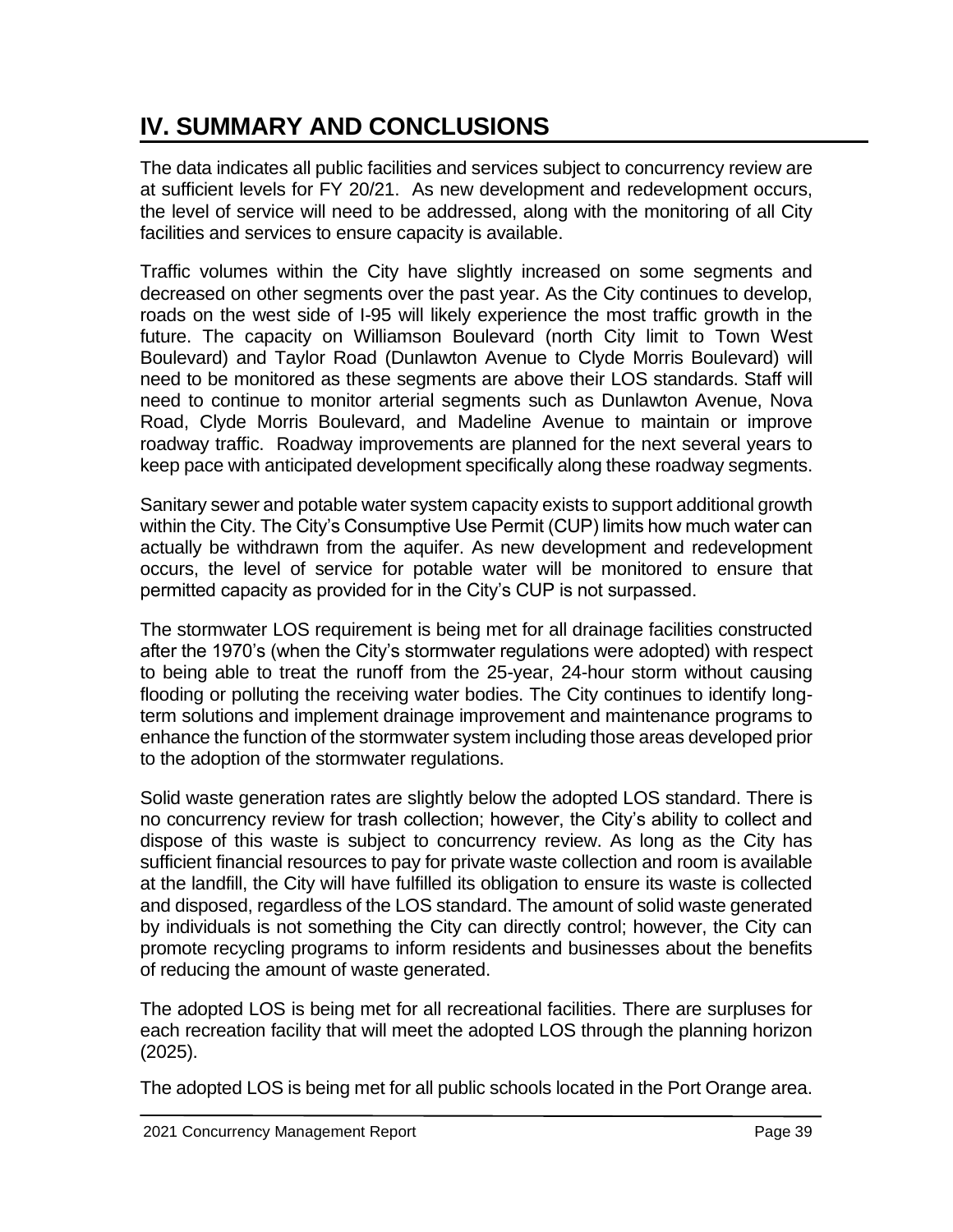# IV. SUMMARY AND CONCLUSIONS

The data indicates all public facilities and services subject to concurrency review are at sufficient levels for FY 20/21. As new development and redevelopment occurs, the level of service will need to be addressed, along with the monitoring of all City facilities and services to ensure capacity is available.

Traffic volumes within the City have slightly increased on some segments and decreased on other segments over the past year. As the City continues to develop, roads on the west side of I-95 will likely experience the most traffic growth in the future. The capacity on Williamson Boulevard (north City limit to Town West Boulevard) and Taylor Road (Dunlawton Avenue to Clyde Morris Boulevard) will need to be monitored as these segments are above their LOS standards. Staff will need to continue to monitor arterial segments such as Dunlawton Avenue, Nova Road, Clyde Morris Boulevard, and Madeline Avenue to maintain or improve roadway traffic. Roadway improvements are planned for the next several years to keep pace with anticipated development specifically along these roadway segments.

Sanitary sewer and potable water system capacity exists to support additional growth within the City. The City's Consumptive Use Permit (CUP) limits how much water can actually be withdrawn from the aquifer. As new development and redevelopment occurs, the level of service for potable water will be monitored to ensure that permitted capacity as provided for in the City's CUP is not surpassed.

The stormwater LOS requirement is being met for all drainage facilities constructed after the 1970's (when the City's stormwater regulations were adopted) with respect to being able to treat the runoff from the 25-year, 24-hour storm without causing flooding or polluting the receiving water bodies. The City continues to identify long-term solutions and implement drainage improvement and maintenance programs to enhance the function of the stormwater system including those areas developed prior to the adoption of the stormwater regulations.

Solid waste generation rates are slightly below the adopted LOS standard. There is no concurrency review for trash collection; however, the City's ability to collect and dispose of this waste is subject to concurrency review. As long as the City has sufficient financial resources to pay for private waste collection and room is available at the landfill, the City will have fulfilled its obligation to ensure its waste is collected and disposed, regardless of the LOS standard. The amount of solid waste generated by individuals is not something the City can directly control; however, the City can promote recycling programs to inform residents and businesses about the benefits of reducing the amount of waste generated.

The adopted LOS is being met for all recreational facilities. There are surpluses for each recreation facility that will meet the adopted LOS through the planning horizon (2025).

The adopted LOS is being met for all public schools located in the Port Orange area.